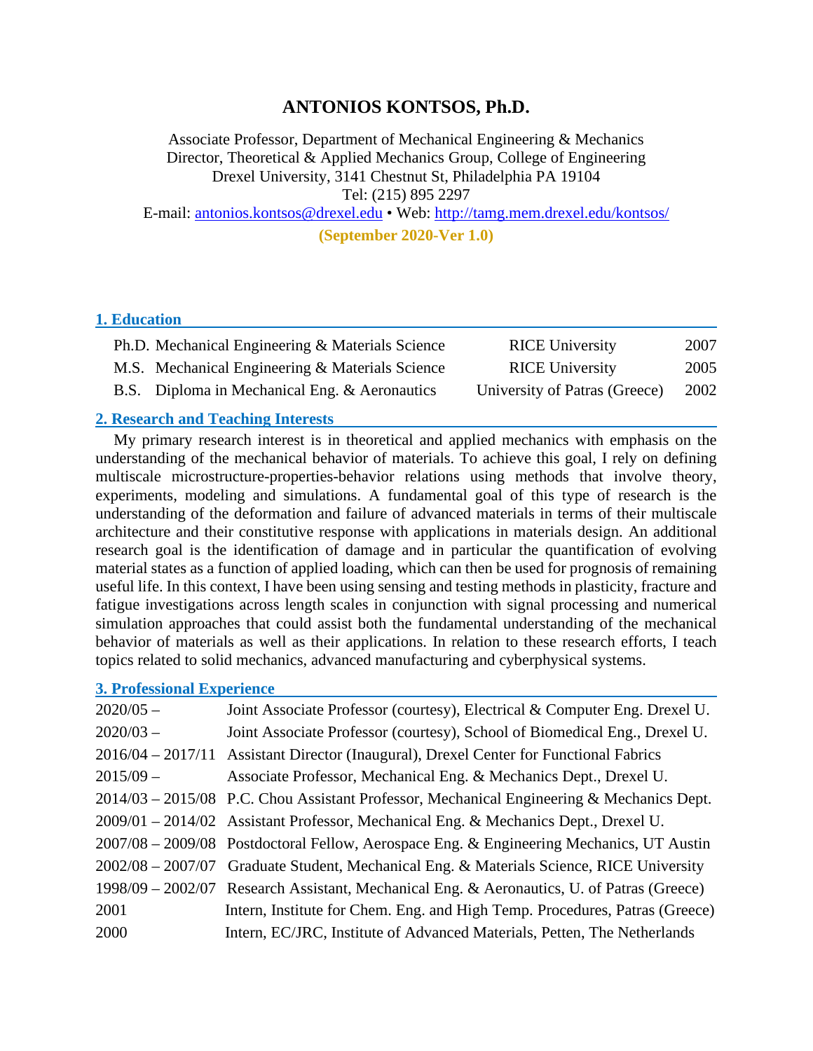# ANTONIOS KONTSOS, Ph.D.

Associate Professor, Department of Mechanical Engineering & Mechanics
Director, Theoretical & Applied Mechanics Group, College of Engineering
Drexel University, 3141 Chestnut St, Philadelphia PA 19104
Tel: (215) 895 2297
E-mail: antonios.kontsos@drexel.edu • Web: http://tamg.mem.drexel.edu/kontsos/

**(September 2020-Ver 1.0)**

## 1. Education

| | | | |
|---|---|---|---|
| Ph.D. | Mechanical Engineering & Materials Science | RICE University | 2007 |
| M.S. | Mechanical Engineering & Materials Science | RICE University | 2005 |
| B.S. | Diploma in Mechanical Eng. & Aeronautics | University of Patras (Greece) | 2002 |

## 2. Research and Teaching Interests

My primary research interest is in theoretical and applied mechanics with emphasis on the understanding of the mechanical behavior of materials. To achieve this goal, I rely on defining multiscale microstructure-properties-behavior relations using methods that involve theory, experiments, modeling and simulations. A fundamental goal of this type of research is the understanding of the deformation and failure of advanced materials in terms of their multiscale architecture and their constitutive response with applications in materials design. An additional research goal is the identification of damage and in particular the quantification of evolving material states as a function of applied loading, which can then be used for prognosis of remaining useful life. In this context, I have been using sensing and testing methods in plasticity, fracture and fatigue investigations across length scales in conjunction with signal processing and numerical simulation approaches that could assist both the fundamental understanding of the mechanical behavior of materials as well as their applications. In relation to these research efforts, I teach topics related to solid mechanics, advanced manufacturing and cyberphysical systems.

## 3. Professional Experience

| | |
|---|---|
| 2020/05 – | Joint Associate Professor (courtesy), Electrical & Computer Eng. Drexel U. |
| 2020/03 – | Joint Associate Professor (courtesy), School of Biomedical Eng., Drexel U. |
| 2016/04 – 2017/11 | Assistant Director (Inaugural), Drexel Center for Functional Fabrics |
| 2015/09 – | Associate Professor, Mechanical Eng. & Mechanics Dept., Drexel U. |
| 2014/03 – 2015/08 | P.C. Chou Assistant Professor, Mechanical Engineering & Mechanics Dept. |
| 2009/01 – 2014/02 | Assistant Professor, Mechanical Eng. & Mechanics Dept., Drexel U. |
| 2007/08 – 2009/08 | Postdoctoral Fellow, Aerospace Eng. & Engineering Mechanics, UT Austin |
| 2002/08 – 2007/07 | Graduate Student, Mechanical Eng. & Materials Science, RICE University |
| 1998/09 – 2002/07 | Research Assistant, Mechanical Eng. & Aeronautics, U. of Patras (Greece) |
| 2001 | Intern, Institute for Chem. Eng. and High Temp. Procedures, Patras (Greece) |
| 2000 | Intern, EC/JRC, Institute of Advanced Materials, Petten, The Netherlands |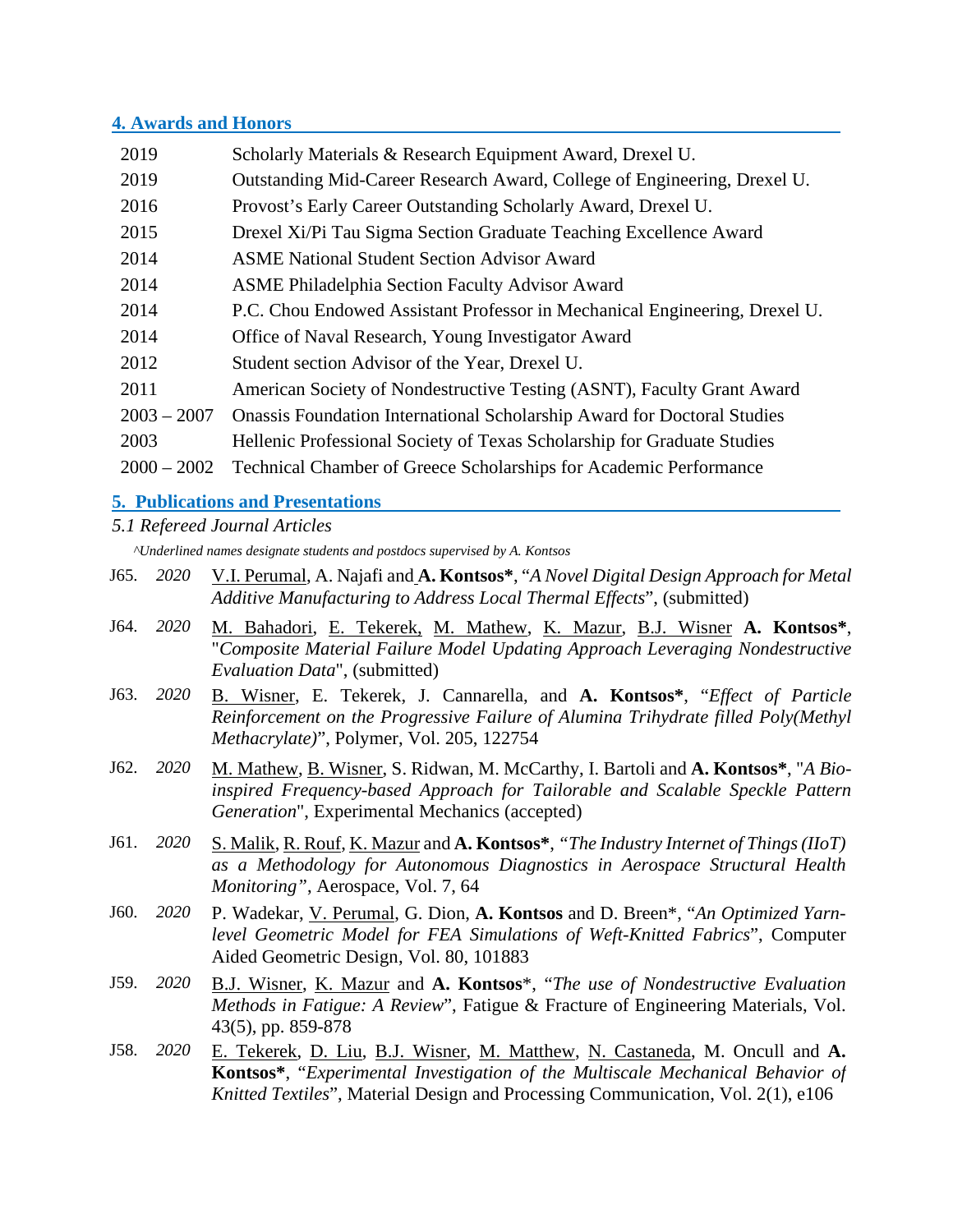## 4. Awards and Honors

| | |
|---|---|
| 2019 | Scholarly Materials & Research Equipment Award, Drexel U. |
| 2019 | Outstanding Mid-Career Research Award, College of Engineering, Drexel U. |
| 2016 | Provost's Early Career Outstanding Scholarly Award, Drexel U. |
| 2015 | Drexel Xi/Pi Tau Sigma Section Graduate Teaching Excellence Award |
| 2014 | ASME National Student Section Advisor Award |
| 2014 | ASME Philadelphia Section Faculty Advisor Award |
| 2014 | P.C. Chou Endowed Assistant Professor in Mechanical Engineering, Drexel U. |
| 2014 | Office of Naval Research, Young Investigator Award |
| 2012 | Student section Advisor of the Year, Drexel U. |
| 2011 | American Society of Nondestructive Testing (ASNT), Faculty Grant Award |
| 2003 – 2007 | Onassis Foundation International Scholarship Award for Doctoral Studies |
| 2003 | Hellenic Professional Society of Texas Scholarship for Graduate Studies |
| 2000 – 2002 | Technical Chamber of Greece Scholarships for Academic Performance |

## 5. Publications and Presentations

### *5.1 Refereed Journal Articles*

*^Underlined names designate students and postdocs supervised by A. Kontsos*

J65. *2020* V.I. Perumal, A. Najafi and **A. Kontsos\***, "*A Novel Digital Design Approach for Metal Additive Manufacturing to Address Local Thermal Effects*", (submitted)

J64. *2020* M. Bahadori, E. Tekerek, M. Mathew, K. Mazur, B.J. Wisner **A. Kontsos\***, "*Composite Material Failure Model Updating Approach Leveraging Nondestructive Evaluation Data*", (submitted)

J63. *2020* B. Wisner, E. Tekerek, J. Cannarella, and **A. Kontsos\***, "*Effect of Particle Reinforcement on the Progressive Failure of Alumina Trihydrate filled Poly(Methyl Methacrylate)*", Polymer, Vol. 205, 122754

J62. *2020* M. Mathew, B. Wisner, S. Ridwan, M. McCarthy, I. Bartoli and **A. Kontsos\***, "*A Bio-inspired Frequency-based Approach for Tailorable and Scalable Speckle Pattern Generation*", Experimental Mechanics (accepted)

J61. *2020* S. Malik, R. Rouf, K. Mazur and **A. Kontsos\***, "*The Industry Internet of Things (IIoT) as a Methodology for Autonomous Diagnostics in Aerospace Structural Health Monitoring*", Aerospace, Vol. 7, 64

J60. *2020* P. Wadekar, V. Perumal, G. Dion, **A. Kontsos** and D. Breen\*, "*An Optimized Yarn-level Geometric Model for FEA Simulations of Weft-Knitted Fabrics*", Computer Aided Geometric Design, Vol. 80, 101883

J59. *2020* B.J. Wisner, K. Mazur and **A. Kontsos**\*, "*The use of Nondestructive Evaluation Methods in Fatigue: A Review*", Fatigue & Fracture of Engineering Materials, Vol. 43(5), pp. 859-878

J58. *2020* E. Tekerek, D. Liu, B.J. Wisner, M. Matthew, N. Castaneda, M. Oncull and **A. Kontsos\***, "*Experimental Investigation of the Multiscale Mechanical Behavior of Knitted Textiles*", Material Design and Processing Communication, Vol. 2(1), e106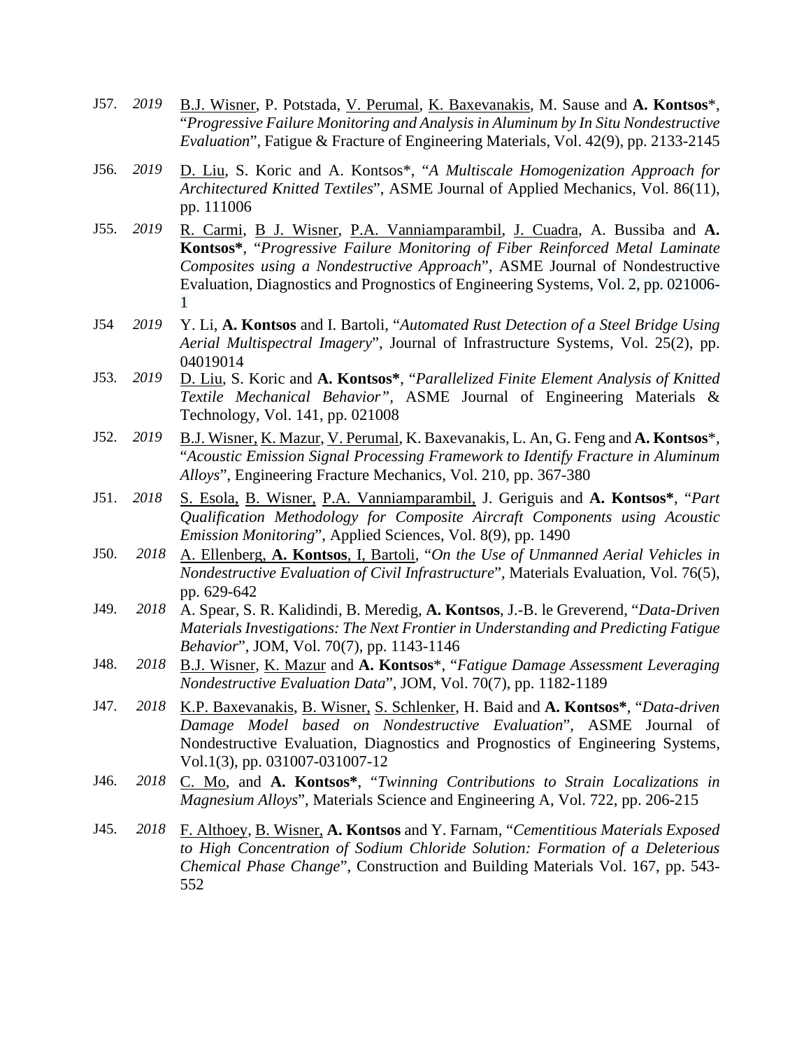J57. *2019* <u>B.J. Wisner</u>, P. Potstada, <u>V. Perumal</u>, <u>K. Baxevanakis</u>, M. Sause and **A. Kontsos***, "*Progressive Failure Monitoring and Analysis in Aluminum by In Situ Nondestructive Evaluation*", Fatigue & Fracture of Engineering Materials, Vol. 42(9), pp. 2133-2145

J56. *2019* <u>D. Liu</u>, S. Koric and A. Kontsos*, "*A Multiscale Homogenization Approach for Architectured Knitted Textiles*", ASME Journal of Applied Mechanics, Vol. 86(11), pp. 111006

J55. *2019* <u>R. Carmi</u>, <u>B J. Wisner</u>, <u>P.A. Vanniamparambil</u>, <u>J. Cuadra</u>, A. Bussiba and **A. Kontsos***, "*Progressive Failure Monitoring of Fiber Reinforced Metal Laminate Composites using a Nondestructive Approach*", ASME Journal of Nondestructive Evaluation, Diagnostics and Prognostics of Engineering Systems, Vol. 2, pp. 021006-1

J54 *2019* Y. Li, **A. Kontsos** and I. Bartoli, "*Automated Rust Detection of a Steel Bridge Using Aerial Multispectral Imagery*", Journal of Infrastructure Systems, Vol. 25(2), pp. 04019014

J53. *2019* <u>D. Liu</u>, S. Koric and **A. Kontsos***, "*Parallelized Finite Element Analysis of Knitted Textile Mechanical Behavior"*, ASME Journal of Engineering Materials & Technology, Vol. 141, pp. 021008

J52. *2019* <u>B.J. Wisner,</u> <u>K. Mazur</u>, <u>V. Perumal</u>, K. Baxevanakis, L. An, G. Feng and **A. Kontsos***, "*Acoustic Emission Signal Processing Framework to Identify Fracture in Aluminum Alloys*", Engineering Fracture Mechanics, Vol. 210, pp. 367-380

J51. *2018* <u>S. Esola,</u> <u>B. Wisner,</u> <u>P.A. Vanniamparambil,</u> J. Geriguis and **A. Kontsos***, "*Part Qualification Methodology for Composite Aircraft Components using Acoustic Emission Monitoring*", Applied Sciences, Vol. 8(9), pp. 1490

J50. *2018* <u>A. Ellenberg,</u> **A. Kontsos**, <u>I, Bartoli</u>, "*On the Use of Unmanned Aerial Vehicles in Nondestructive Evaluation of Civil Infrastructure*", Materials Evaluation, Vol. 76(5), pp. 629-642

J49. *2018* A. Spear, S. R. Kalidindi, B. Meredig, **A. Kontsos**, J.-B. le Greverend, "*Data-Driven Materials Investigations: The Next Frontier in Understanding and Predicting Fatigue Behavior*", JOM, Vol. 70(7), pp. 1143-1146

J48. *2018* <u>B.J. Wisner</u>, <u>K. Mazur</u> and **A. Kontsos***, "*Fatigue Damage Assessment Leveraging Nondestructive Evaluation Data*", JOM, Vol. 70(7), pp. 1182-1189

J47. *2018* <u>K.P. Baxevanakis</u>, <u>B. Wisner,</u> <u>S. Schlenker</u>, H. Baid and **A. Kontsos***, "*Data-driven Damage Model based on Nondestructive Evaluation*", ASME Journal of Nondestructive Evaluation, Diagnostics and Prognostics of Engineering Systems, Vol.1(3), pp. 031007-031007-12

J46. *2018* <u>C. Mo</u>, and **A. Kontsos***, "*Twinning Contributions to Strain Localizations in Magnesium Alloys*", Materials Science and Engineering A, Vol. 722, pp. 206-215

J45. *2018* <u>F. Althoey</u>, <u>B. Wisner,</u> **A. Kontsos** and Y. Farnam, "*Cementitious Materials Exposed to High Concentration of Sodium Chloride Solution: Formation of a Deleterious Chemical Phase Change*", Construction and Building Materials Vol. 167, pp. 543-552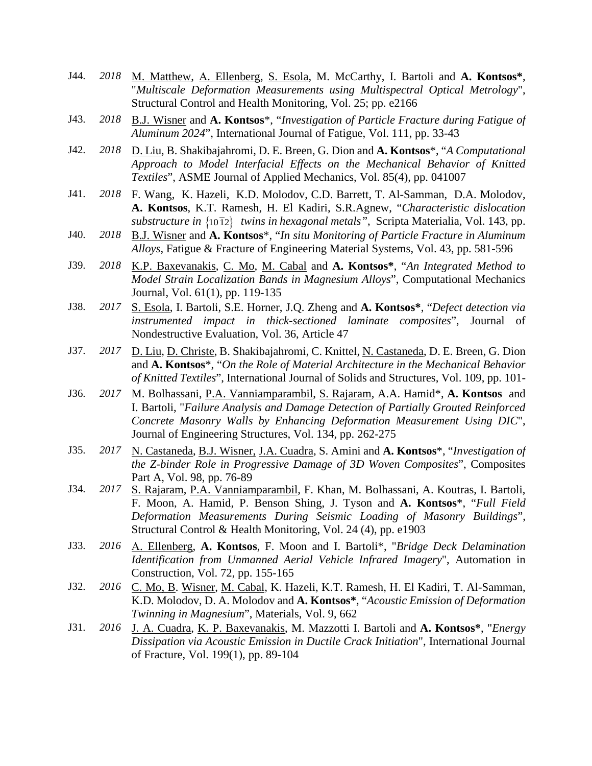J44. *2018* <u>M. Matthew</u>, <u>A. Ellenberg</u>, <u>S. Esola</u>, M. McCarthy, I. Bartoli and **A. Kontsos***, "*Multiscale Deformation Measurements using Multispectral Optical Metrology*", Structural Control and Health Monitoring, Vol. 25; pp. e2166

J43. *2018* <u>B.J. Wisner</u> and **A. Kontsos***, "*Investigation of Particle Fracture during Fatigue of Aluminum 2024*", International Journal of Fatigue, Vol. 111, pp. 33-43

J42. *2018* <u>D. Liu</u>, B. Shakibajahromi, D. E. Breen, G. Dion and **A. Kontsos***, "*A Computational Approach to Model Interfacial Effects on the Mechanical Behavior of Knitted Textiles*", ASME Journal of Applied Mechanics, Vol. 85(4), pp. 041007

J41. *2018* F. Wang, K. Hazeli, K.D. Molodov, C.D. Barrett, T. Al-Samman, D.A. Molodov, **A. Kontsos**, K.T. Ramesh, H. El Kadiri, S.R.Agnew, "*Characteristic dislocation substructure in* $\{10\bar{1}2\}$ *twins in hexagonal metals*", Scripta Materialia, Vol. 143, pp.

J40. *2018* <u>B.J. Wisner</u> and **A. Kontsos***, "*In situ Monitoring of Particle Fracture in Aluminum Alloys*, Fatigue & Fracture of Engineering Material Systems, Vol. 43, pp. 581-596

J39. *2018* <u>K.P. Baxevanakis</u>, <u>C. Mo</u>, <u>M. Cabal</u> and **A. Kontsos***, "*An Integrated Method to Model Strain Localization Bands in Magnesium Alloys*", Computational Mechanics Journal, Vol. 61(1), pp. 119-135

J38. *2017* <u>S. Esola</u>, I. Bartoli, S.E. Horner, J.Q. Zheng and **A. Kontsos***, "*Defect detection via instrumented impact in thick-sectioned laminate composites*", Journal of Nondestructive Evaluation, Vol. 36, Article 47

J37. *2017* <u>D. Liu</u>, <u>D. Christe</u>, B. Shakibajahromi, C. Knittel, <u>N. Castaneda</u>, D. E. Breen, G. Dion and **A. Kontsos***, "*On the Role of Material Architecture in the Mechanical Behavior of Knitted Textiles*", International Journal of Solids and Structures, Vol. 109, pp. 101-

J36. *2017* M. Bolhassani, <u>P.A. Vanniamparambil</u>, <u>S. Rajaram</u>, A.A. Hamid*, **A. Kontsos** and I. Bartoli, "*Failure Analysis and Damage Detection of Partially Grouted Reinforced Concrete Masonry Walls by Enhancing Deformation Measurement Using DIC*", Journal of Engineering Structures, Vol. 134, pp. 262-275

J35. *2017* <u>N. Castaneda</u>, <u>B.J. Wisner,</u> <u>J.A. Cuadra</u>, S. Amini and **A. Kontsos***, "*Investigation of the Z-binder Role in Progressive Damage of 3D Woven Composites*", Composites Part A, Vol. 98, pp. 76-89

J34. *2017* <u>S. Rajaram</u>, <u>P.A. Vanniamparambil</u>, F. Khan, M. Bolhassani, A. Koutras, I. Bartoli, F. Moon, A. Hamid, P. Benson Shing, J. Tyson and **A. Kontsos***, "*Full Field Deformation Measurements During Seismic Loading of Masonry Buildings*", Structural Control & Health Monitoring, Vol. 24 (4), pp. e1903

J33. *2016* <u>A. Ellenberg</u>, **A. Kontsos**, F. Moon and I. Bartoli*, "*Bridge Deck Delamination Identification from Unmanned Aerial Vehicle Infrared Imagery*", Automation in Construction, Vol. 72, pp. 155-165

J32. *2016* <u>C. Mo, B</u>. <u>Wisner</u>, <u>M. Cabal</u>, K. Hazeli, K.T. Ramesh, H. El Kadiri, T. Al-Samman, K.D. Molodov, D. A. Molodov and **A. Kontsos***, "*Acoustic Emission of Deformation Twinning in Magnesium*", Materials, Vol. 9, 662

J31. *2016* <u>J. A. Cuadra</u>, <u>K. P. Baxevanakis</u>, M. Mazzotti I. Bartoli and **A. Kontsos***, "*Energy Dissipation via Acoustic Emission in Ductile Crack Initiation*", International Journal of Fracture, Vol. 199(1), pp. 89-104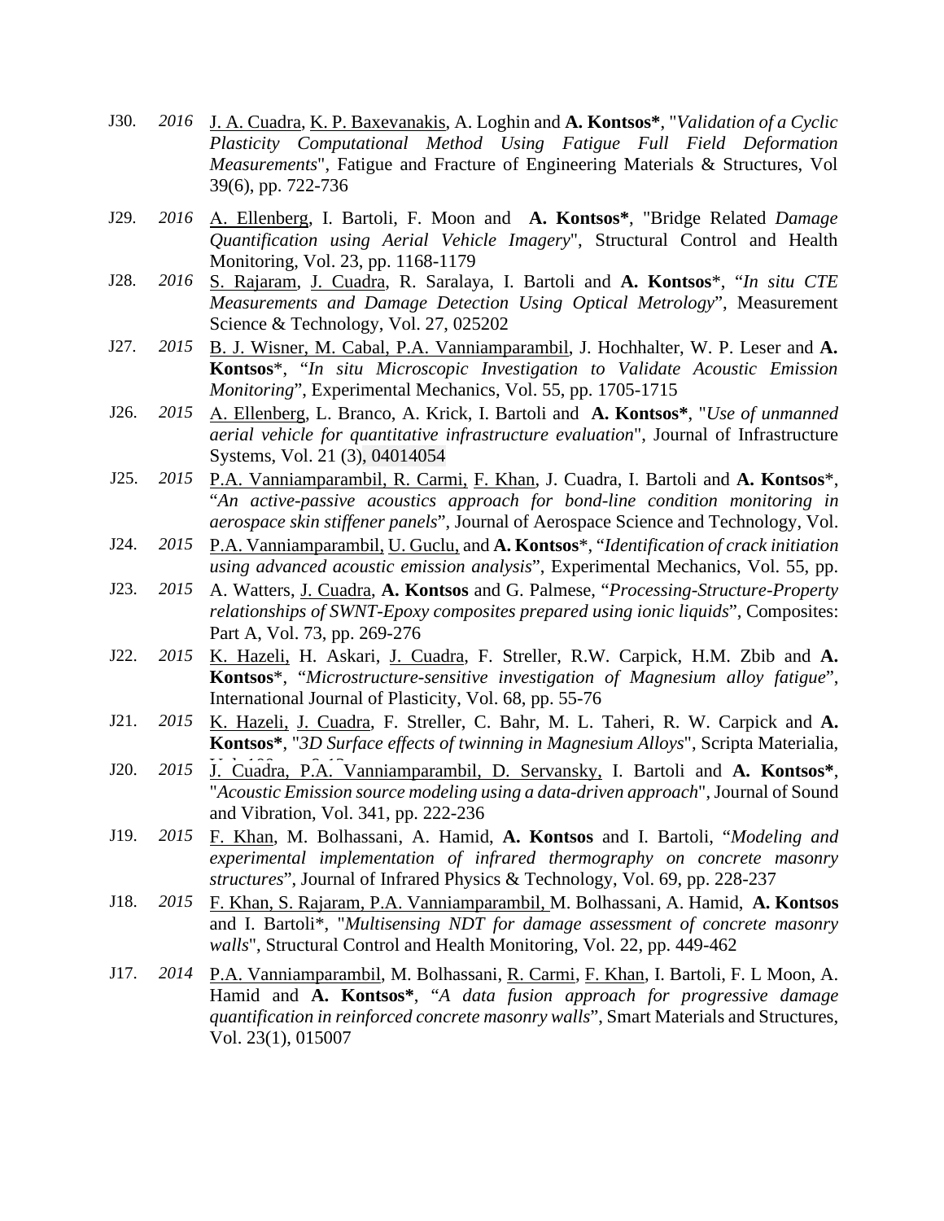J30. *2016* <u>J. A. Cuadra</u>, <u>K. P. Baxevanakis</u>, A. Loghin and **A. Kontsos***, "*Validation of a Cyclic Plasticity Computational Method Using Fatigue Full Field Deformation Measurements*", Fatigue and Fracture of Engineering Materials & Structures, Vol 39(6), pp. 722-736

J29. *2016* <u>A. Ellenberg</u>, I. Bartoli, F. Moon and **A. Kontsos***, "Bridge Related *Damage Quantification using Aerial Vehicle Imagery*", Structural Control and Health Monitoring, Vol. 23, pp. 1168-1179

J28. *2016* <u>S. Rajaram</u>, <u>J. Cuadra</u>, R. Saralaya, I. Bartoli and **A. Kontsos***, "*In situ CTE Measurements and Damage Detection Using Optical Metrology*", Measurement Science & Technology, Vol. 27, 025202

J27. *2015* <u>B. J. Wisner, M. Cabal, P.A. Vanniamparambil</u>, J. Hochhalter, W. P. Leser and **A. Kontsos***, "*In situ Microscopic Investigation to Validate Acoustic Emission Monitoring*", Experimental Mechanics, Vol. 55, pp. 1705-1715

J26. *2015* <u>A. Ellenberg</u>, L. Branco, A. Krick, I. Bartoli and **A. Kontsos***, "*Use of unmanned aerial vehicle for quantitative infrastructure evaluation*", Journal of Infrastructure Systems, Vol. 21 (3), 04014054

J25. *2015* <u>P.A. Vanniamparambil, R. Carmi,</u> <u>F. Khan</u>, J. Cuadra, I. Bartoli and **A. Kontsos***, "*An active-passive acoustics approach for bond-line condition monitoring in aerospace skin stiffener panels*", Journal of Aerospace Science and Technology, Vol.

J24. *2015* <u>P.A. Vanniamparambil,</u> <u>U. Guclu,</u> and **A. Kontsos***, "*Identification of crack initiation using advanced acoustic emission analysis*", Experimental Mechanics, Vol. 55, pp.

J23. *2015* A. Watters, <u>J. Cuadra</u>, **A. Kontsos** and G. Palmese, "*Processing-Structure-Property relationships of SWNT-Epoxy composites prepared using ionic liquids*", Composites: Part A, Vol. 73, pp. 269-276

J22. *2015* <u>K. Hazeli,</u> H. Askari, <u>J. Cuadra</u>, F. Streller, R.W. Carpick, H.M. Zbib and **A. Kontsos***, "*Microstructure-sensitive investigation of Magnesium alloy fatigue*", International Journal of Plasticity, Vol. 68, pp. 55-76

J21. *2015* <u>K. Hazeli,</u> <u>J. Cuadra</u>, F. Streller, C. Bahr, M. L. Taheri, R. W. Carpick and **A. Kontsos***, "*3D Surface effects of twinning in Magnesium Alloys*", Scripta Materialia, Vol. 100, pp. 9-12

J20. *2015* <u>J. Cuadra, P.A. Vanniamparambil, D. Servansky,</u> I. Bartoli and **A. Kontsos***, "*Acoustic Emission source modeling using a data-driven approach*", Journal of Sound and Vibration, Vol. 341, pp. 222-236

J19. *2015* <u>F. Khan</u>, M. Bolhassani, A. Hamid, **A. Kontsos** and I. Bartoli, "*Modeling and experimental implementation of infrared thermography on concrete masonry structures*", Journal of Infrared Physics & Technology, Vol. 69, pp. 228-237

J18. *2015* <u>F. Khan, S. Rajaram, P.A. Vanniamparambil,</u> M. Bolhassani, A. Hamid, **A. Kontsos** and I. Bartoli*, "*Multisensing NDT for damage assessment of concrete masonry walls*", Structural Control and Health Monitoring, Vol. 22, pp. 449-462

J17. *2014* <u>P.A. Vanniamparambil</u>, M. Bolhassani, <u>R. Carmi</u>, <u>F. Khan</u>, I. Bartoli, F. L Moon, A. Hamid and **A. Kontsos***, "*A data fusion approach for progressive damage quantification in reinforced concrete masonry walls*", Smart Materials and Structures, Vol. 23(1), 015007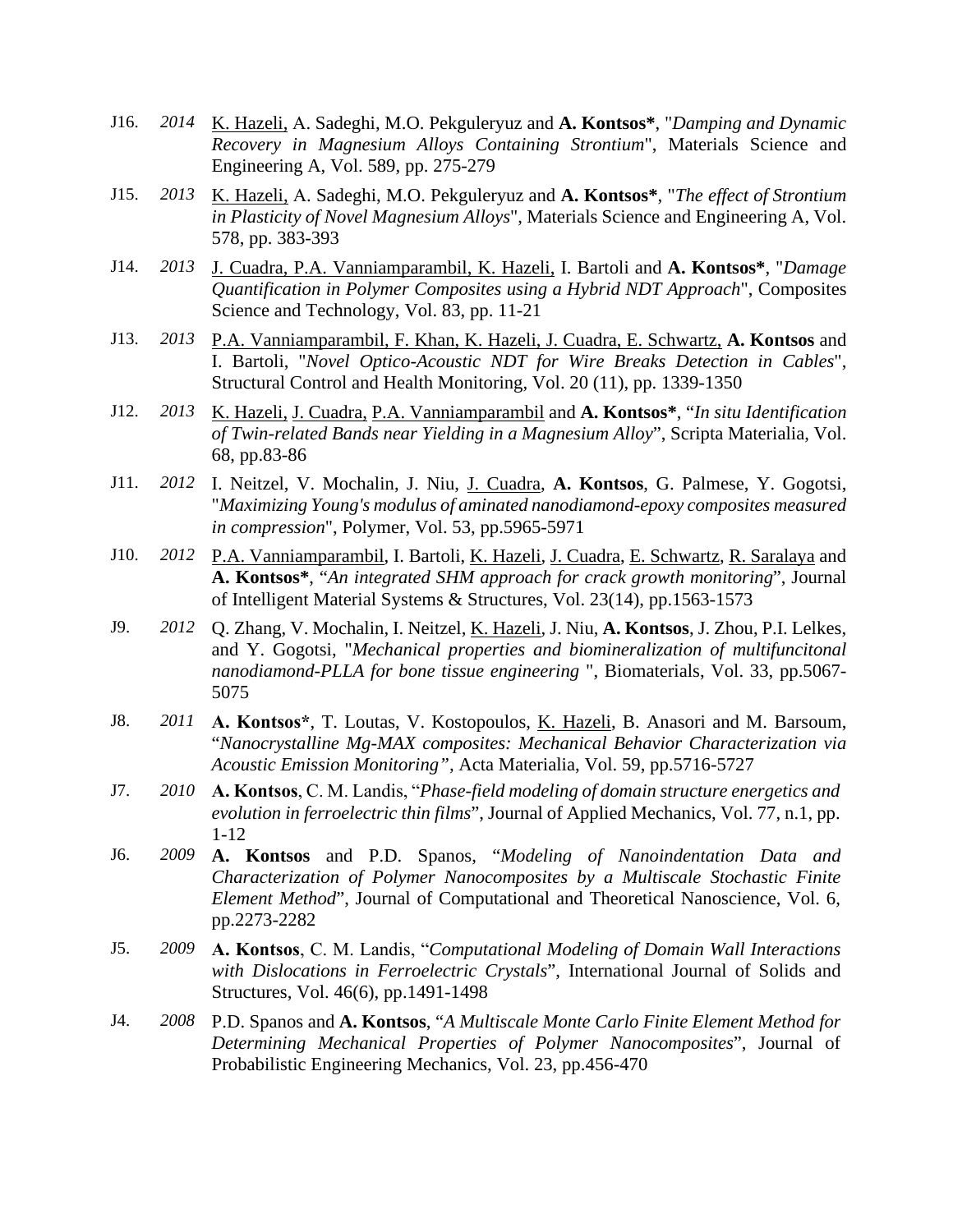- J16. *2014* K. Hazeli, A. Sadeghi, M.O. Pekguleryuz and **A. Kontsos***, "*Damping and Dynamic Recovery in Magnesium Alloys Containing Strontium*", Materials Science and Engineering A, Vol. 589, pp. 275-279
- J15. *2013* K. Hazeli, A. Sadeghi, M.O. Pekguleryuz and **A. Kontsos***, "*The effect of Strontium in Plasticity of Novel Magnesium Alloys*", Materials Science and Engineering A, Vol. 578, pp. 383-393
- J14. *2013* J. Cuadra, P.A. Vanniamparambil, K. Hazeli, I. Bartoli and **A. Kontsos***, "*Damage Quantification in Polymer Composites using a Hybrid NDT Approach*", Composites Science and Technology, Vol. 83, pp. 11-21
- J13. *2013* P.A. Vanniamparambil, F. Khan, K. Hazeli, J. Cuadra, E. Schwartz, **A. Kontsos** and I. Bartoli, "*Novel Optico-Acoustic NDT for Wire Breaks Detection in Cables*", Structural Control and Health Monitoring, Vol. 20 (11), pp. 1339-1350
- J12. *2013* K. Hazeli, J. Cuadra, P.A. Vanniamparambil and **A. Kontsos***, "*In situ Identification of Twin-related Bands near Yielding in a Magnesium Alloy*", Scripta Materialia, Vol. 68, pp.83-86
- J11. *2012* I. Neitzel, V. Mochalin, J. Niu, J. Cuadra, **A. Kontsos**, G. Palmese, Y. Gogotsi, "*Maximizing Young's modulus of aminated nanodiamond-epoxy composites measured in compression*", Polymer, Vol. 53, pp.5965-5971
- J10. *2012* P.A. Vanniamparambil, I. Bartoli, K. Hazeli, J. Cuadra, E. Schwartz, R. Saralaya and **A. Kontsos***, "*An integrated SHM approach for crack growth monitoring*", Journal of Intelligent Material Systems & Structures, Vol. 23(14), pp.1563-1573
- J9. *2012* Q. Zhang, V. Mochalin, I. Neitzel, K. Hazeli, J. Niu, **A. Kontsos**, J. Zhou, P.I. Lelkes, and Y. Gogotsi, "*Mechanical properties and biomineralization of multifuncitonal nanodiamond-PLLA for bone tissue engineering* ", Biomaterials, Vol. 33, pp.5067-5075
- J8. *2011* **A. Kontsos***, T. Loutas, V. Kostopoulos, K. Hazeli, B. Anasori and M. Barsoum, "*Nanocrystalline Mg-MAX composites: Mechanical Behavior Characterization via Acoustic Emission Monitoring"*, Acta Materialia, Vol. 59, pp.5716-5727
- J7. *2010* **A. Kontsos**, C. M. Landis, "*Phase-field modeling of domain structure energetics and evolution in ferroelectric thin films*", Journal of Applied Mechanics, Vol. 77, n.1, pp. 1-12
- J6. *2009* **A. Kontsos** and P.D. Spanos, "*Modeling of Nanoindentation Data and Characterization of Polymer Nanocomposites by a Multiscale Stochastic Finite Element Method*", Journal of Computational and Theoretical Nanoscience, Vol. 6, pp.2273-2282
- J5. *2009* **A. Kontsos**, C. M. Landis, "*Computational Modeling of Domain Wall Interactions with Dislocations in Ferroelectric Crystals*", International Journal of Solids and Structures, Vol. 46(6), pp.1491-1498
- J4. *2008* P.D. Spanos and **A. Kontsos**, "*A Multiscale Monte Carlo Finite Element Method for Determining Mechanical Properties of Polymer Nanocomposites*", Journal of Probabilistic Engineering Mechanics, Vol. 23, pp.456-470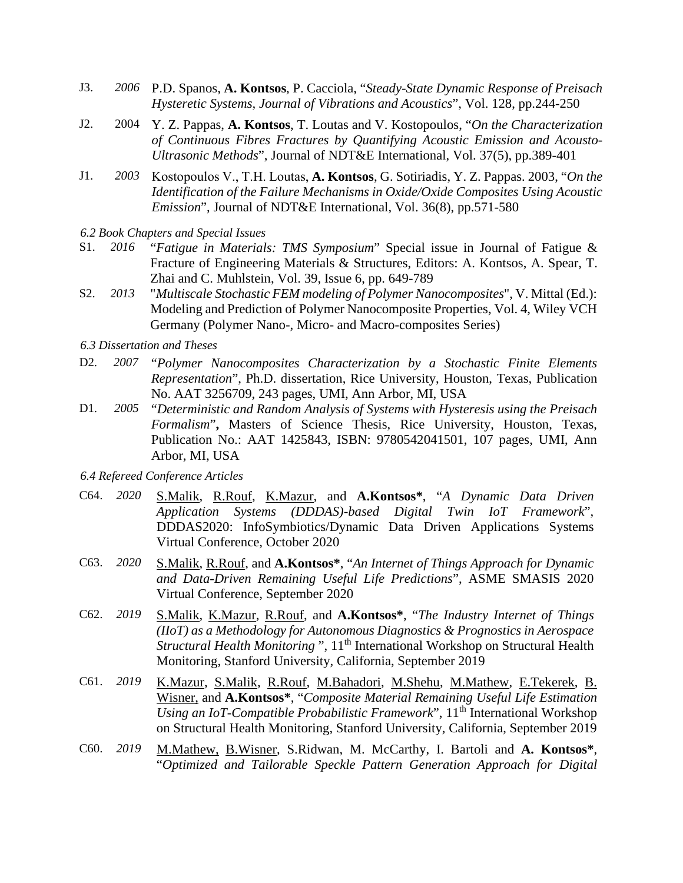J3. *2006* P.D. Spanos, **A. Kontsos**, P. Cacciola, "*Steady-State Dynamic Response of Preisach Hysteretic Systems, Journal of Vibrations and Acoustics*", Vol. 128, pp.244-250

J2. 2004 Y. Z. Pappas, **A. Kontsos**, T. Loutas and V. Kostopoulos, "*On the Characterization of Continuous Fibres Fractures by Quantifying Acoustic Emission and Acousto-Ultrasonic Methods*", Journal of NDT&E International, Vol. 37(5), pp.389-401

J1. *2003* Kostopoulos V., T.H. Loutas, **A. Kontsos**, G. Sotiriadis, Y. Z. Pappas. 2003, "*On the Identification of the Failure Mechanisms in Oxide/Oxide Composites Using Acoustic Emission*", Journal of NDT&E International, Vol. 36(8), pp.571-580

*6.2 Book Chapters and Special Issues*

S1. *2016* "*Fatigue in Materials: TMS Symposium*" Special issue in Journal of Fatigue & Fracture of Engineering Materials & Structures, Editors: A. Kontsos, A. Spear, T. Zhai and C. Muhlstein, Vol. 39, Issue 6, pp. 649-789

S2. *2013* "*Multiscale Stochastic FEM modeling of Polymer Nanocomposites*", V. Mittal (Ed.): Modeling and Prediction of Polymer Nanocomposite Properties, Vol. 4, Wiley VCH Germany (Polymer Nano-, Micro- and Macro-composites Series)

*6.3 Dissertation and Theses*

D2. *2007* "*Polymer Nanocomposites Characterization by a Stochastic Finite Elements Representation*", Ph.D. dissertation, Rice University, Houston, Texas, Publication No. AAT 3256709, 243 pages, UMI, Ann Arbor, MI, USA

D1. *2005* "*Deterministic and Random Analysis of Systems with Hysteresis using the Preisach Formalism*"**,** Masters of Science Thesis, Rice University, Houston, Texas, Publication No.: AAT 1425843, ISBN: 9780542041501, 107 pages, UMI, Ann Arbor, MI, USA

*6.4 Refereed Conference Articles*

C64. *2020* S.Malik, R.Rouf, K.Mazur, and **A.Kontsos***, "*A Dynamic Data Driven Application Systems (DDDAS)-based Digital Twin IoT Framework*", DDDAS2020: InfoSymbiotics/Dynamic Data Driven Applications Systems Virtual Conference, October 2020

C63. *2020* S.Malik, R.Rouf, and **A.Kontsos***, "*An Internet of Things Approach for Dynamic and Data-Driven Remaining Useful Life Predictions*", ASME SMASIS 2020 Virtual Conference, September 2020

C62. *2019* S.Malik, K.Mazur, R.Rouf, and **A.Kontsos***, "*The Industry Internet of Things (IIoT) as a Methodology for Autonomous Diagnostics & Prognostics in Aerospace Structural Health Monitoring* ", 11th International Workshop on Structural Health Monitoring, Stanford University, California, September 2019

C61. *2019* K.Mazur, S.Malik, R.Rouf, M.Bahadori, M.Shehu, M.Mathew, E.Tekerek, B. Wisner, and **A.Kontsos***, "*Composite Material Remaining Useful Life Estimation Using an IoT-Compatible Probabilistic Framework*", 11th International Workshop on Structural Health Monitoring, Stanford University, California, September 2019

C60. *2019* M.Mathew, B.Wisner, S.Ridwan, M. McCarthy, I. Bartoli and **A. Kontsos***, "*Optimized and Tailorable Speckle Pattern Generation Approach for Digital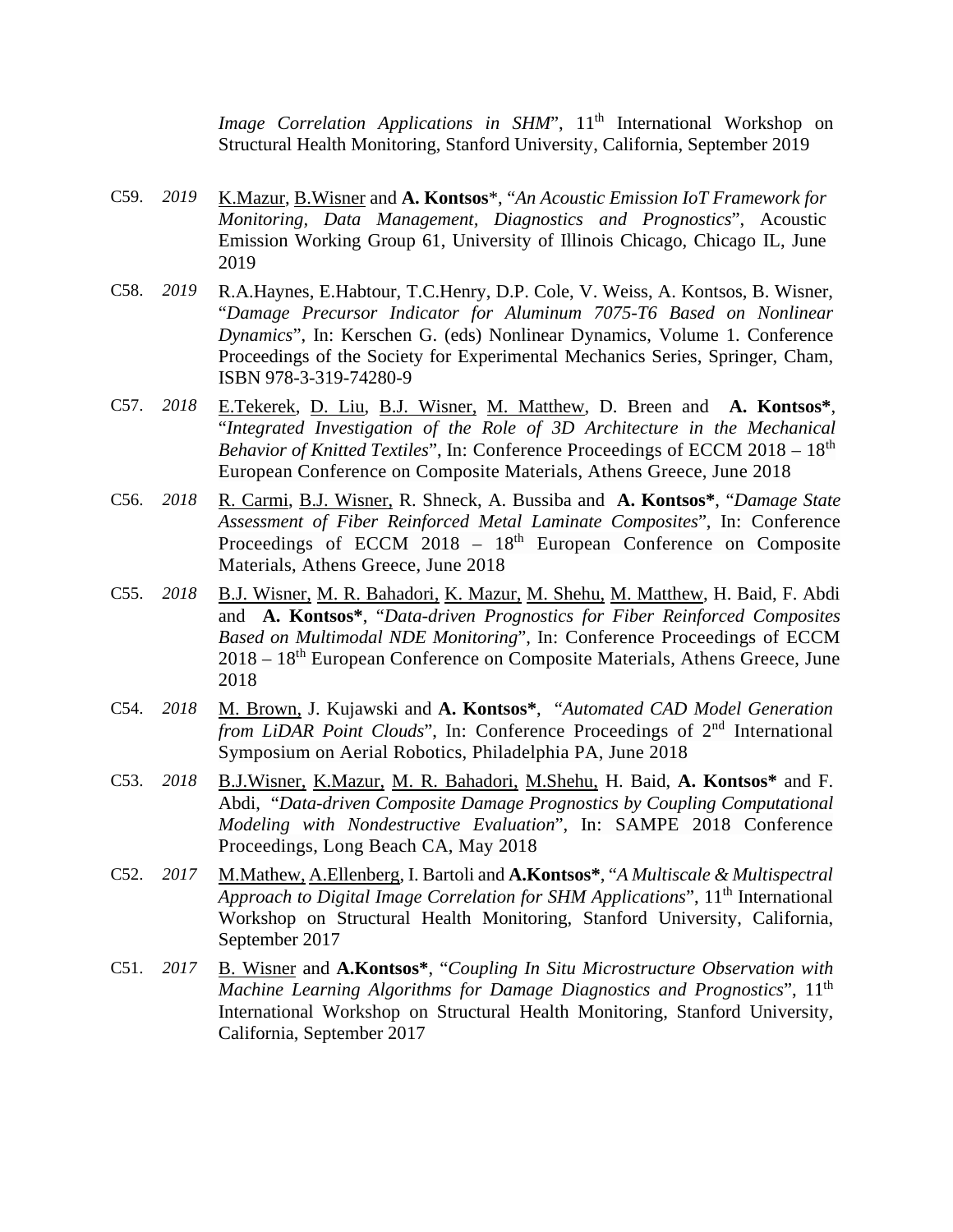*Image Correlation Applications in SHM*", 11th International Workshop on Structural Health Monitoring, Stanford University, California, September 2019

C59. *2019* <u>K.Mazur</u>, <u>B.Wisner</u> and **A. Kontsos***, "*An Acoustic Emission IoT Framework for Monitoring, Data Management, Diagnostics and Prognostics*", Acoustic Emission Working Group 61, University of Illinois Chicago, Chicago IL, June 2019

C58. *2019* R.A.Haynes, E.Habtour, T.C.Henry, D.P. Cole, V. Weiss, A. Kontsos, B. Wisner, "*Damage Precursor Indicator for Aluminum 7075-T6 Based on Nonlinear Dynamics*", In: Kerschen G. (eds) Nonlinear Dynamics, Volume 1. Conference Proceedings of the Society for Experimental Mechanics Series, Springer, Cham, ISBN 978-3-319-74280-9

C57. *2018* <u>E.Tekerek</u>, <u>D. Liu</u>, <u>B.J. Wisner,</u> <u>M. Matthew</u>, D. Breen and **A. Kontsos***, "*Integrated Investigation of the Role of 3D Architecture in the Mechanical Behavior of Knitted Textiles*", In: Conference Proceedings of ECCM 2018 – 18th European Conference on Composite Materials, Athens Greece, June 2018

C56. *2018* <u>R. Carmi</u>, <u>B.J. Wisner,</u> R. Shneck, A. Bussiba and **A. Kontsos***, "*Damage State Assessment of Fiber Reinforced Metal Laminate Composites*", In: Conference Proceedings of ECCM 2018 – 18th European Conference on Composite Materials, Athens Greece, June 2018

C55. *2018* <u>B.J. Wisner,</u> <u>M. R. Bahadori,</u> <u>K. Mazur,</u> <u>M. Shehu,</u> <u>M. Matthew</u>, H. Baid, F. Abdi and **A. Kontsos***, "*Data-driven Prognostics for Fiber Reinforced Composites Based on Multimodal NDE Monitoring*", In: Conference Proceedings of ECCM 2018 – 18th European Conference on Composite Materials, Athens Greece, June 2018

C54. *2018* <u>M. Brown,</u> J. Kujawski and **A. Kontsos***, "*Automated CAD Model Generation from LiDAR Point Clouds*", In: Conference Proceedings of 2nd International Symposium on Aerial Robotics, Philadelphia PA, June 2018

C53. *2018* <u>B.J.Wisner,</u> <u>K.Mazur,</u> <u>M. R. Bahadori,</u> <u>M.Shehu,</u> H. Baid, **A. Kontsos*** and F. Abdi, "*Data-driven Composite Damage Prognostics by Coupling Computational Modeling with Nondestructive Evaluation*", In: SAMPE 2018 Conference Proceedings, Long Beach CA, May 2018

C52. *2017* <u>M.Mathew,</u> <u>A.Ellenberg</u>, I. Bartoli and **A.Kontsos***, "*A Multiscale & Multispectral Approach to Digital Image Correlation for SHM Applications*", 11th International Workshop on Structural Health Monitoring, Stanford University, California, September 2017

C51. *2017* <u>B. Wisner</u> and **A.Kontsos***, "*Coupling In Situ Microstructure Observation with Machine Learning Algorithms for Damage Diagnostics and Prognostics*", 11th International Workshop on Structural Health Monitoring, Stanford University, California, September 2017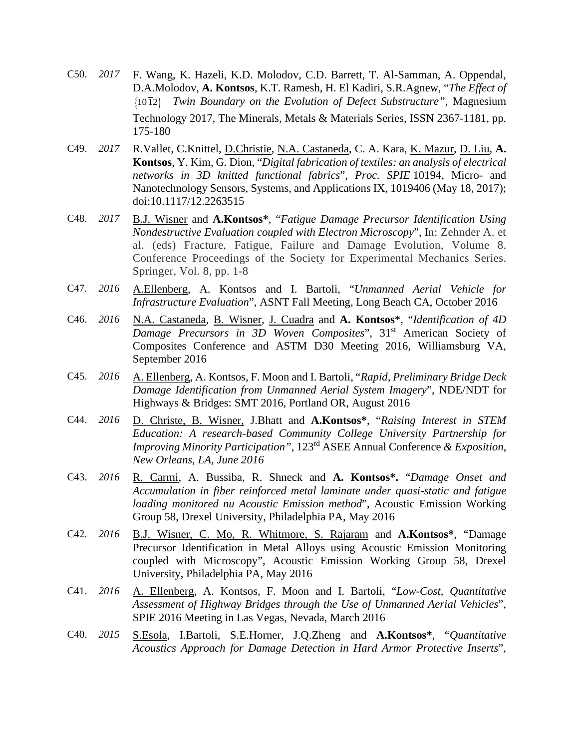C50. *2017* F. Wang, K. Hazeli, K.D. Molodov, C.D. Barrett, T. Al-Samman, A. Oppendal, D.A.Molodov, **A. Kontsos**, K.T. Ramesh, H. El Kadiri, S.R.Agnew, "*The Effect of* $\{10\bar{1}2\}$ *Twin Boundary on the Evolution of Defect Substructure"*, Magnesium Technology 2017, The Minerals, Metals & Materials Series, ISSN 2367-1181, pp. 175-180

C49. *2017* R.Vallet, C.Knittel, D.Christie, N.A. Castaneda, C. A. Kara, K. Mazur, D. Liu, **A. Kontsos**, Y. Kim, G. Dion, "*Digital fabrication of textiles: an analysis of electrical networks in 3D knitted functional fabrics*", *Proc. SPIE* 10194, Micro- and Nanotechnology Sensors, Systems, and Applications IX, 1019406 (May 18, 2017); doi:10.1117/12.2263515

C48. *2017* B.J. Wisner and **A.Kontsos\***, "*Fatigue Damage Precursor Identification Using Nondestructive Evaluation coupled with Electron Microscopy*", In: Zehnder A. et al. (eds) Fracture, Fatigue, Failure and Damage Evolution, Volume 8. Conference Proceedings of the Society for Experimental Mechanics Series. Springer, Vol. 8, pp. 1-8

C47. *2016* A.Ellenberg, A. Kontsos and I. Bartoli, "*Unmanned Aerial Vehicle for Infrastructure Evaluation*", ASNT Fall Meeting, Long Beach CA, October 2016

C46. *2016* N.A. Castaneda, B. Wisner, J. Cuadra and **A. Kontsos**\*, "*Identification of 4D Damage Precursors in 3D Woven Composites*", 31st American Society of Composites Conference and ASTM D30 Meeting 2016, Williamsburg VA, September 2016

C45. *2016* A. Ellenberg, A. Kontsos, F. Moon and I. Bartoli, "*Rapid, Preliminary Bridge Deck Damage Identification from Unmanned Aerial System Imagery*", NDE/NDT for Highways & Bridges: SMT 2016, Portland OR, August 2016

C44. *2016* D. Christe, B. Wisner, J.Bhatt and **A.Kontsos\***, "*Raising Interest in STEM Education: A research-based Community College University Partnership for Improving Minority Participation"*, 123rd ASEE Annual Conference *& Exposition, New Orleans, LA, June 2016*

C43. *2016* R. Carmi, A. Bussiba, R. Shneck and **A. Kontsos\*.** "*Damage Onset and Accumulation in fiber reinforced metal laminate under quasi-static and fatigue loading monitored nu Acoustic Emission method*", Acoustic Emission Working Group 58, Drexel University, Philadelphia PA, May 2016

C42. *2016* B.J. Wisner, C. Mo, R. Whitmore, S. Rajaram and **A.Kontsos\***, "Damage Precursor Identification in Metal Alloys using Acoustic Emission Monitoring coupled with Microscopy", Acoustic Emission Working Group 58, Drexel University, Philadelphia PA, May 2016

C41. *2016* A. Ellenberg, A. Kontsos, F. Moon and I. Bartoli, "*Low-Cost, Quantitative Assessment of Highway Bridges through the Use of Unmanned Aerial Vehicles*", SPIE 2016 Meeting in Las Vegas, Nevada, March 2016

C40. *2015* S.Esola, I.Bartoli, S.E.Horner, J.Q.Zheng and **A.Kontsos\***, "*Quantitative Acoustics Approach for Damage Detection in Hard Armor Protective Inserts*",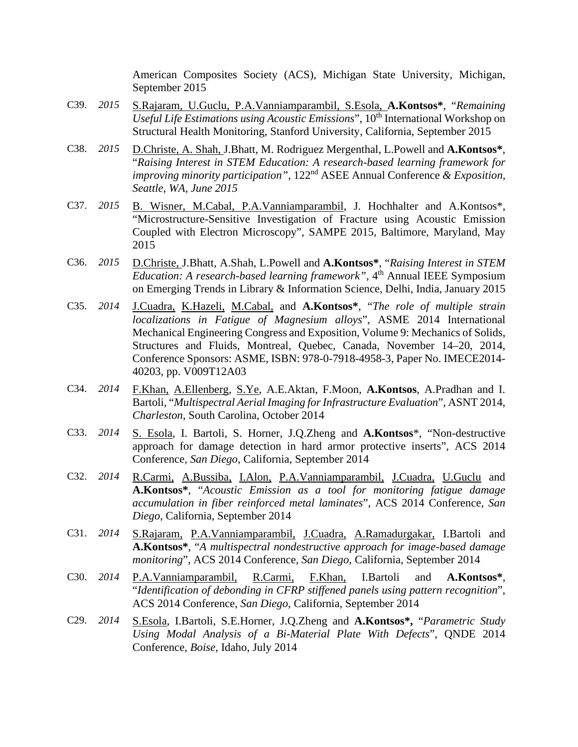American Composites Society (ACS), Michigan State University, Michigan, September 2015

C39. *2015* S.Rajaram, U.Guclu, P.A.Vanniamparambil, S.Esola, **A.Kontsos***, "*Remaining Useful Life Estimations using Acoustic Emissions*", 10th International Workshop on Structural Health Monitoring, Stanford University, California, September 2015

C38. *2015* D.Christe, A. Shah, J.Bhatt, M. Rodriguez Mergenthal, L.Powell and **A.Kontsos***, "*Raising Interest in STEM Education: A research-based learning framework for improving minority participation"*, 122nd ASEE Annual Conference *& Exposition, Seattle, WA, June 2015*

C37. *2015* B. Wisner, M.Cabal, P.A.Vanniamparambil, J. Hochhalter and A.Kontsos*, "Microstructure-Sensitive Investigation of Fracture using Acoustic Emission Coupled with Electron Microscopy", SAMPE 2015, Baltimore, Maryland, May 2015

C36. *2015* D.Christe, J.Bhatt, A.Shah, L.Powell and **A.Kontsos***, "*Raising Interest in STEM Education: A research-based learning framework"*, 4th Annual IEEE Symposium on Emerging Trends in Library & Information Science, Delhi, India, January 2015

C35. *2014* J.Cuadra, K.Hazeli, M.Cabal, and **A.Kontsos***, "*The role of multiple strain localizations in Fatigue of Magnesium alloys*", ASME 2014 International Mechanical Engineering Congress and Exposition, Volume 9: Mechanics of Solids, Structures and Fluids, Montreal, Quebec, Canada, November 14–20, 2014, Conference Sponsors: ASME, ISBN: 978-0-7918-4958-3, Paper No. IMECE2014-40203, pp. V009T12A03

C34. *2014* F.Khan, A.Ellenberg, S.Ye, A.E.Aktan, F.Moon, **A.Kontsos**, A.Pradhan and I. Bartoli, "*Multispectral Aerial Imaging for Infrastructure Evaluation*", ASNT 2014, *Charleston*, South Carolina, October 2014

C33. *2014* S. Esola, I. Bartoli, S. Horner, J.Q.Zheng and **A.Kontsos***, "Non-destructive approach for damage detection in hard armor protective inserts", ACS 2014 Conference, *San Diego*, California, September 2014

C32. *2014* R.Carmi, A.Bussiba, I.Alon, P.A.Vanniamparambil, J.Cuadra, U.Guclu and **A.Kontsos***, "*Acoustic Emission as a tool for monitoring fatigue damage accumulation in fiber reinforced metal laminates*", ACS 2014 Conference, *San Diego*, California, September 2014

C31. *2014* S.Rajaram, P.A.Vanniamparambil, J.Cuadra, A.Ramadurgakar, I.Bartoli and **A.Kontsos***, "*A multispectral nondestructive approach for image-based damage monitoring*", ACS 2014 Conference, *San Diego*, California, September 2014

C30. *2014* P.A.Vanniamparambil, R.Carmi, F.Khan, I.Bartoli and **A.Kontsos***, "*Identification of debonding in CFRP stiffened panels using pattern recognition*", ACS 2014 Conference, *San Diego*, California, September 2014

C29. *2014* S.Esola, I.Bartoli, S.E.Horner, J.Q.Zheng and **A.Kontsos*,** "*Parametric Study Using Modal Analysis of a Bi-Material Plate With Defects*", QNDE 2014 Conference, *Boise*, Idaho, July 2014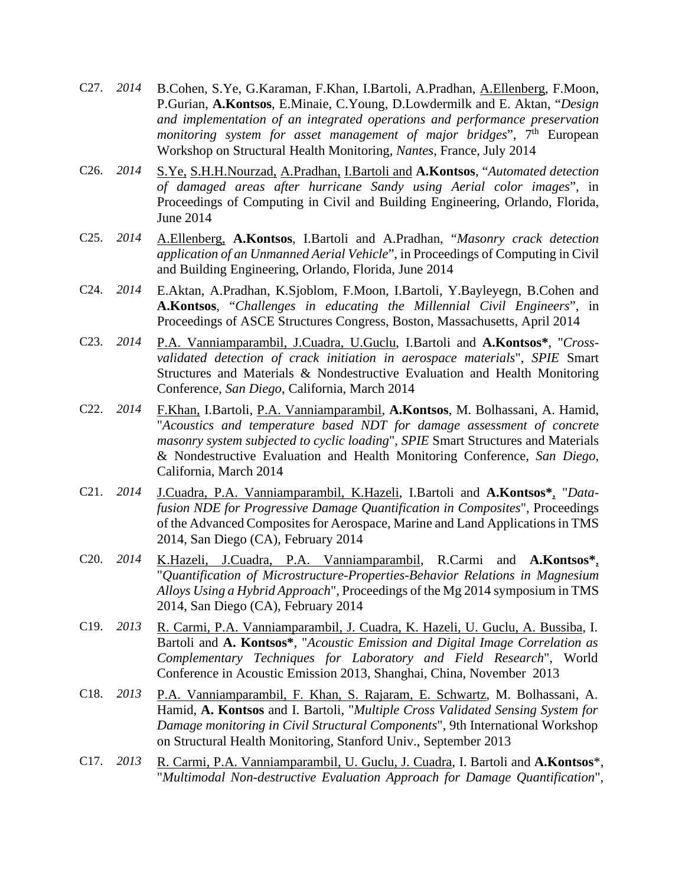C27. *2014* B.Cohen, S.Ye, G.Karaman, F.Khan, I.Bartoli, A.Pradhan, <u>A.Ellenberg</u>, F.Moon, P.Gurian, **A.Kontsos**, E.Minaie, C.Young, D.Lowdermilk and E. Aktan, "*Design and implementation of an integrated operations and performance preservation monitoring system for asset management of major bridges*", 7th European Workshop on Structural Health Monitoring, *Nantes*, France, July 2014

C26. *2014* <u>S.Ye, S.H.H.Nourzad, A.Pradhan, I.Bartoli and</u> **A.Kontsos**, "*Automated detection of damaged areas after hurricane Sandy using Aerial color images*", in Proceedings of Computing in Civil and Building Engineering, Orlando, Florida, June 2014

C25. *2014* <u>A.Ellenberg,</u> **A.Kontsos**, I.Bartoli and A.Pradhan, "*Masonry crack detection application of an Unmanned Aerial Vehicle*", in Proceedings of Computing in Civil and Building Engineering, Orlando, Florida, June 2014

C24. *2014* E.Aktan, A.Pradhan, K.Sjoblom, F.Moon, I.Bartoli, Y.Bayleyegn, B.Cohen and **A.Kontsos**, "*Challenges in educating the Millennial Civil Engineers*", in Proceedings of ASCE Structures Congress, Boston, Massachusetts, April 2014

C23. *2014* <u>P.A. Vanniamparambil, J.Cuadra, U.Guclu</u>, I.Bartoli and **A.Kontsos***, "*Cross-validated detection of crack initiation in aerospace materials*", *SPIE* Smart Structures and Materials & Nondestructive Evaluation and Health Monitoring Conference, *San Diego*, California, March 2014

C22. *2014* <u>F.Khan,</u> I.Bartoli, <u>P.A. Vanniamparambil</u>, **A.Kontsos**, M. Bolhassani, A. Hamid, "*Acoustics and temperature based NDT for damage assessment of concrete masonry system subjected to cyclic loading*", *SPIE* Smart Structures and Materials & Nondestructive Evaluation and Health Monitoring Conference, *San Diego*, California, March 2014

C21. *2014* <u>J.Cuadra, P.A. Vanniamparambil, K.Hazeli</u>, I.Bartoli and **A.Kontsos***, "*Data-fusion NDE for Progressive Damage Quantification in Composites*", Proceedings of the Advanced Composites for Aerospace, Marine and Land Applications in TMS 2014, San Diego (CA), February 2014

C20. *2014* <u>K.Hazeli, J.Cuadra, P.A. Vanniamparambil</u>, R.Carmi and **A.Kontsos***, "*Quantification of Microstructure-Properties-Behavior Relations in Magnesium Alloys Using a Hybrid Approach*", Proceedings of the Mg 2014 symposium in TMS 2014, San Diego (CA), February 2014

C19. *2013* <u>R. Carmi, P.A. Vanniamparambil, J. Cuadra, K. Hazeli, U. Guclu, A. Bussiba</u>, I. Bartoli and **A. Kontsos***, "*Acoustic Emission and Digital Image Correlation as Complementary Techniques for Laboratory and Field Research*", World Conference in Acoustic Emission 2013, Shanghai, China, November 2013

C18. *2013* <u>P.A. Vanniamparambil, F. Khan, S. Rajaram, E. Schwartz</u>, M. Bolhassani, A. Hamid, **A. Kontsos** and I. Bartoli, "*Multiple Cross Validated Sensing System for Damage monitoring in Civil Structural Components*", 9th International Workshop on Structural Health Monitoring, Stanford Univ., September 2013

C17. *2013* <u>R. Carmi, P.A. Vanniamparambil, U. Guclu, J. Cuadra</u>, I. Bartoli and **A.Kontsos***, "*Multimodal Non-destructive Evaluation Approach for Damage Quantification*",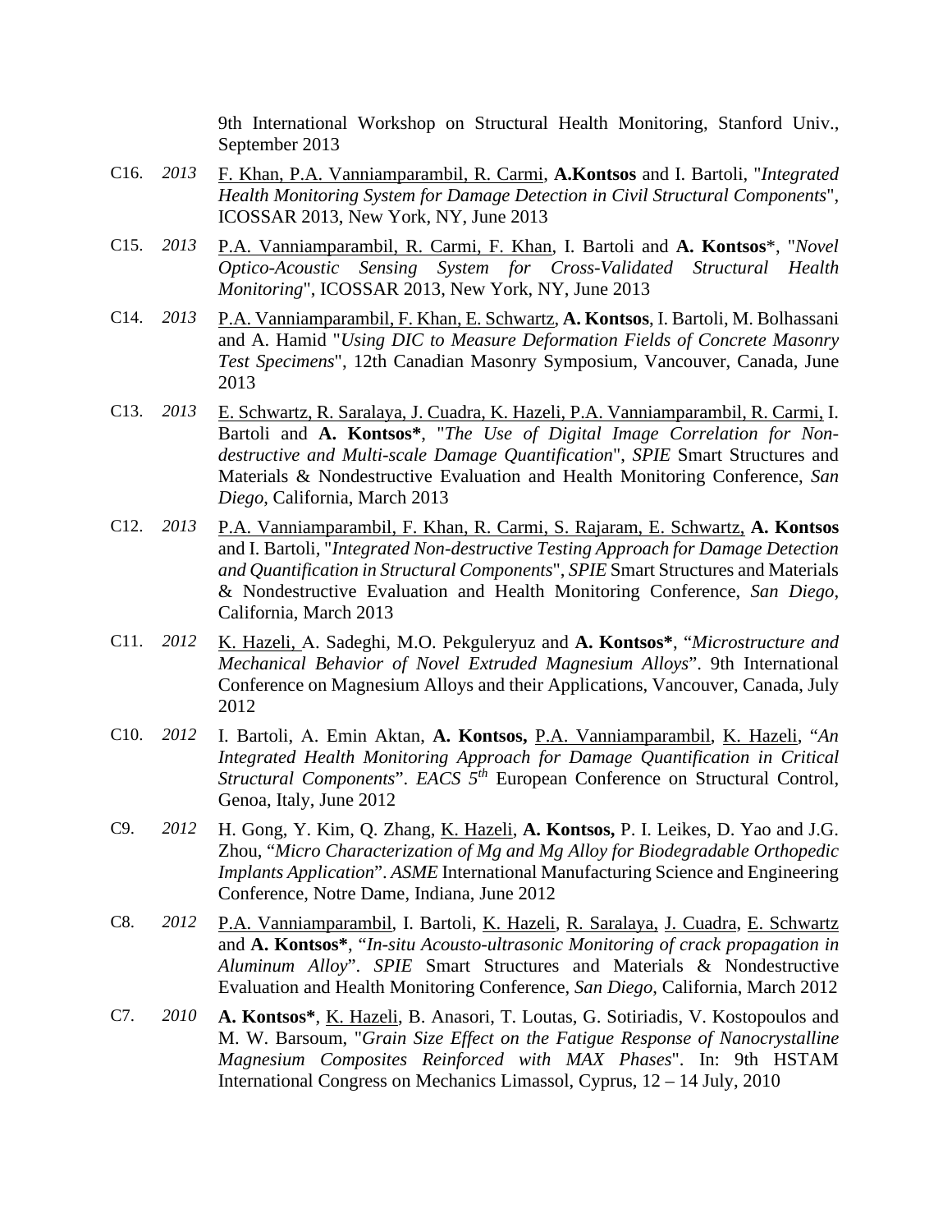9th International Workshop on Structural Health Monitoring, Stanford Univ., September 2013

C16. *2013* F. Khan, P.A. Vanniamparambil, R. Carmi, **A.Kontsos** and I. Bartoli, "*Integrated Health Monitoring System for Damage Detection in Civil Structural Components*", ICOSSAR 2013, New York, NY, June 2013

C15. *2013* P.A. Vanniamparambil, R. Carmi, F. Khan, I. Bartoli and **A. Kontsos**\*, "*Novel Optico-Acoustic Sensing System for Cross-Validated Structural Health Monitoring*", ICOSSAR 2013, New York, NY, June 2013

C14. *2013* P.A. Vanniamparambil, F. Khan, E. Schwartz, **A. Kontsos**, I. Bartoli, M. Bolhassani and A. Hamid "*Using DIC to Measure Deformation Fields of Concrete Masonry Test Specimens*", 12th Canadian Masonry Symposium, Vancouver, Canada, June 2013

C13. *2013* E. Schwartz, R. Saralaya, J. Cuadra, K. Hazeli, P.A. Vanniamparambil, R. Carmi, I. Bartoli and **A. Kontsos\***, "*The Use of Digital Image Correlation for Non-destructive and Multi-scale Damage Quantification*", *SPIE* Smart Structures and Materials & Nondestructive Evaluation and Health Monitoring Conference, *San Diego*, California, March 2013

C12. *2013* P.A. Vanniamparambil, F. Khan, R. Carmi, S. Rajaram, E. Schwartz, **A. Kontsos** and I. Bartoli, "*Integrated Non-destructive Testing Approach for Damage Detection and Quantification in Structural Components*", *SPIE* Smart Structures and Materials & Nondestructive Evaluation and Health Monitoring Conference, *San Diego*, California, March 2013

C11. *2012* K. Hazeli, A. Sadeghi, M.O. Pekguleryuz and **A. Kontsos\***, "*Microstructure and Mechanical Behavior of Novel Extruded Magnesium Alloys*". 9th International Conference on Magnesium Alloys and their Applications, Vancouver, Canada, July 2012

C10. *2012* I. Bartoli, A. Emin Aktan, **A. Kontsos,** P.A. Vanniamparambil, K. Hazeli, "*An Integrated Health Monitoring Approach for Damage Quantification in Critical Structural Components*". *EACS 5th* European Conference on Structural Control, Genoa, Italy, June 2012

C9. *2012* H. Gong, Y. Kim, Q. Zhang, K. Hazeli, **A. Kontsos,** P. I. Leikes, D. Yao and J.G. Zhou, "*Micro Characterization of Mg and Mg Alloy for Biodegradable Orthopedic Implants Application*". *ASME* International Manufacturing Science and Engineering Conference, Notre Dame, Indiana, June 2012

C8. *2012* P.A. Vanniamparambil, I. Bartoli, K. Hazeli, R. Saralaya, J. Cuadra, E. Schwartz and **A. Kontsos\***, "*In-situ Acousto-ultrasonic Monitoring of crack propagation in Aluminum Alloy*". *SPIE* Smart Structures and Materials & Nondestructive Evaluation and Health Monitoring Conference, *San Diego*, California, March 2012

C7. *2010* **A. Kontsos\***, K. Hazeli, B. Anasori, T. Loutas, G. Sotiriadis, V. Kostopoulos and M. W. Barsoum, "*Grain Size Effect on the Fatigue Response of Nanocrystalline Magnesium Composites Reinforced with MAX Phases*". In: 9th HSTAM International Congress on Mechanics Limassol, Cyprus, 12 – 14 July, 2010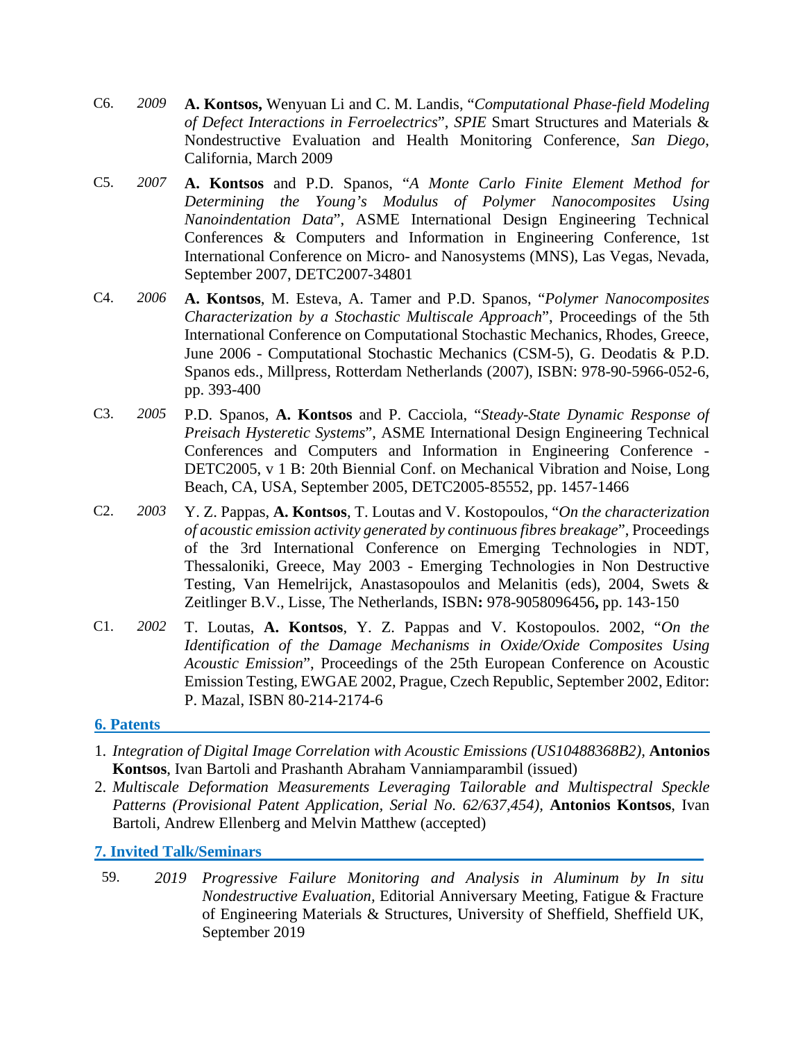C6. *2009* **A. Kontsos,** Wenyuan Li and C. M. Landis, "*Computational Phase-field Modeling of Defect Interactions in Ferroelectrics*", *SPIE* Smart Structures and Materials & Nondestructive Evaluation and Health Monitoring Conference, *San Diego*, California, March 2009

C5. *2007* **A. Kontsos** and P.D. Spanos, "*A Monte Carlo Finite Element Method for Determining the Young's Modulus of Polymer Nanocomposites Using Nanoindentation Data*", ASME International Design Engineering Technical Conferences & Computers and Information in Engineering Conference, 1st International Conference on Micro- and Nanosystems (MNS), Las Vegas, Nevada, September 2007, DETC2007-34801

C4. *2006* **A. Kontsos**, M. Esteva, A. Tamer and P.D. Spanos, "*Polymer Nanocomposites Characterization by a Stochastic Multiscale Approach*", Proceedings of the 5th International Conference on Computational Stochastic Mechanics, Rhodes, Greece, June 2006 - Computational Stochastic Mechanics (CSM-5), G. Deodatis & P.D. Spanos eds., Millpress, Rotterdam Netherlands (2007), ISBN: 978-90-5966-052-6, pp. 393-400

C3. *2005* P.D. Spanos, **A. Kontsos** and P. Cacciola, "*Steady-State Dynamic Response of Preisach Hysteretic Systems*", ASME International Design Engineering Technical Conferences and Computers and Information in Engineering Conference - DETC2005, v 1 B: 20th Biennial Conf. on Mechanical Vibration and Noise, Long Beach, CA, USA, September 2005, DETC2005-85552, pp. 1457-1466

C2. *2003* Y. Z. Pappas, **A. Kontsos**, T. Loutas and V. Kostopoulos, "*On the characterization of acoustic emission activity generated by continuous fibres breakage*", Proceedings of the 3rd International Conference on Emerging Technologies in NDT, Thessaloniki, Greece, May 2003 - Emerging Technologies in Non Destructive Testing, Van Hemelrijck, Anastasopoulos and Melanitis (eds), 2004, Swets & Zeitlinger B.V., Lisse, The Netherlands, ISBN**:** 978-9058096456**,** pp. 143-150

C1. *2002* T. Loutas, **A. Kontsos**, Y. Z. Pappas and V. Kostopoulos. 2002, "*On the Identification of the Damage Mechanisms in Oxide/Oxide Composites Using Acoustic Emission*", Proceedings of the 25th European Conference on Acoustic Emission Testing, EWGAE 2002, Prague, Czech Republic, September 2002, Editor: P. Mazal, ISBN 80-214-2174-6

## 6. Patents

1. *Integration of Digital Image Correlation with Acoustic Emissions (US10488368B2),* **Antonios Kontsos**, Ivan Bartoli and Prashanth Abraham Vanniamparambil (issued)
2. *Multiscale Deformation Measurements Leveraging Tailorable and Multispectral Speckle Patterns (Provisional Patent Application, Serial No. 62/637,454),* **Antonios Kontsos**, Ivan Bartoli, Andrew Ellenberg and Melvin Matthew (accepted)

## 7. Invited Talk/Seminars

59. *2019* *Progressive Failure Monitoring and Analysis in Aluminum by In situ Nondestructive Evaluation,* Editorial Anniversary Meeting, Fatigue & Fracture of Engineering Materials & Structures, University of Sheffield, Sheffield UK, September 2019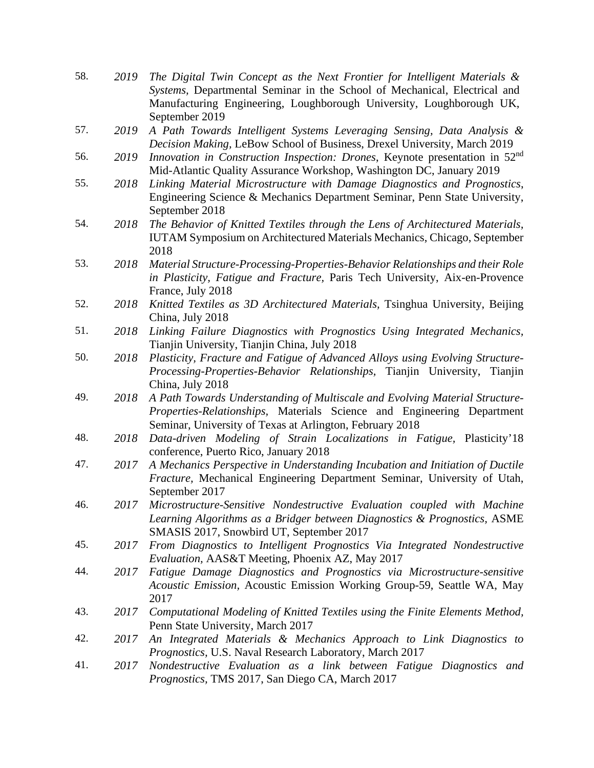58. *2019* *The Digital Twin Concept as the Next Frontier for Intelligent Materials & Systems*, Departmental Seminar in the School of Mechanical, Electrical and Manufacturing Engineering, Loughborough University, Loughborough UK, September 2019
57. *2019* *A Path Towards Intelligent Systems Leveraging Sensing, Data Analysis & Decision Making*, LeBow School of Business, Drexel University, March 2019
56. *2019* *Innovation in Construction Inspection: Drones*, Keynote presentation in 52nd Mid-Atlantic Quality Assurance Workshop, Washington DC, January 2019
55. *2018* *Linking Material Microstructure with Damage Diagnostics and Prognostics*, Engineering Science & Mechanics Department Seminar, Penn State University, September 2018
54. *2018* *The Behavior of Knitted Textiles through the Lens of Architectured Materials*, IUTAM Symposium on Architectured Materials Mechanics, Chicago, September 2018
53. *2018* *Material Structure-Processing-Properties-Behavior Relationships and their Role in Plasticity, Fatigue and Fracture*, Paris Tech University, Aix-en-Provence France, July 2018
52. *2018* *Knitted Textiles as 3D Architectured Materials*, Tsinghua University, Beijing China, July 2018
51. *2018* *Linking Failure Diagnostics with Prognostics Using Integrated Mechanics*, Tianjin University, Tianjin China, July 2018
50. *2018* *Plasticity, Fracture and Fatigue of Advanced Alloys using Evolving Structure-Processing-Properties-Behavior Relationships*, Tianjin University, Tianjin China, July 2018
49. *2018* *A Path Towards Understanding of Multiscale and Evolving Material Structure-Properties-Relationships*, Materials Science and Engineering Department Seminar, University of Texas at Arlington, February 2018
48. *2018* *Data-driven Modeling of Strain Localizations in Fatigue*, Plasticity'18 conference, Puerto Rico, January 2018
47. *2017* *A Mechanics Perspective in Understanding Incubation and Initiation of Ductile Fracture*, Mechanical Engineering Department Seminar, University of Utah, September 2017
46. *2017* *Microstructure-Sensitive Nondestructive Evaluation coupled with Machine Learning Algorithms as a Bridger between Diagnostics & Prognostics*, ASME SMASIS 2017, Snowbird UT, September 2017
45. *2017* *From Diagnostics to Intelligent Prognostics Via Integrated Nondestructive Evaluation*, AAS&T Meeting, Phoenix AZ, May 2017
44. *2017* *Fatigue Damage Diagnostics and Prognostics via Microstructure-sensitive Acoustic Emission*, Acoustic Emission Working Group-59, Seattle WA, May 2017
43. *2017* *Computational Modeling of Knitted Textiles using the Finite Elements Method*, Penn State University, March 2017
42. *2017* *An Integrated Materials & Mechanics Approach to Link Diagnostics to Prognostics*, U.S. Naval Research Laboratory, March 2017
41. *2017* *Nondestructive Evaluation as a link between Fatigue Diagnostics and Prognostics*, TMS 2017, San Diego CA, March 2017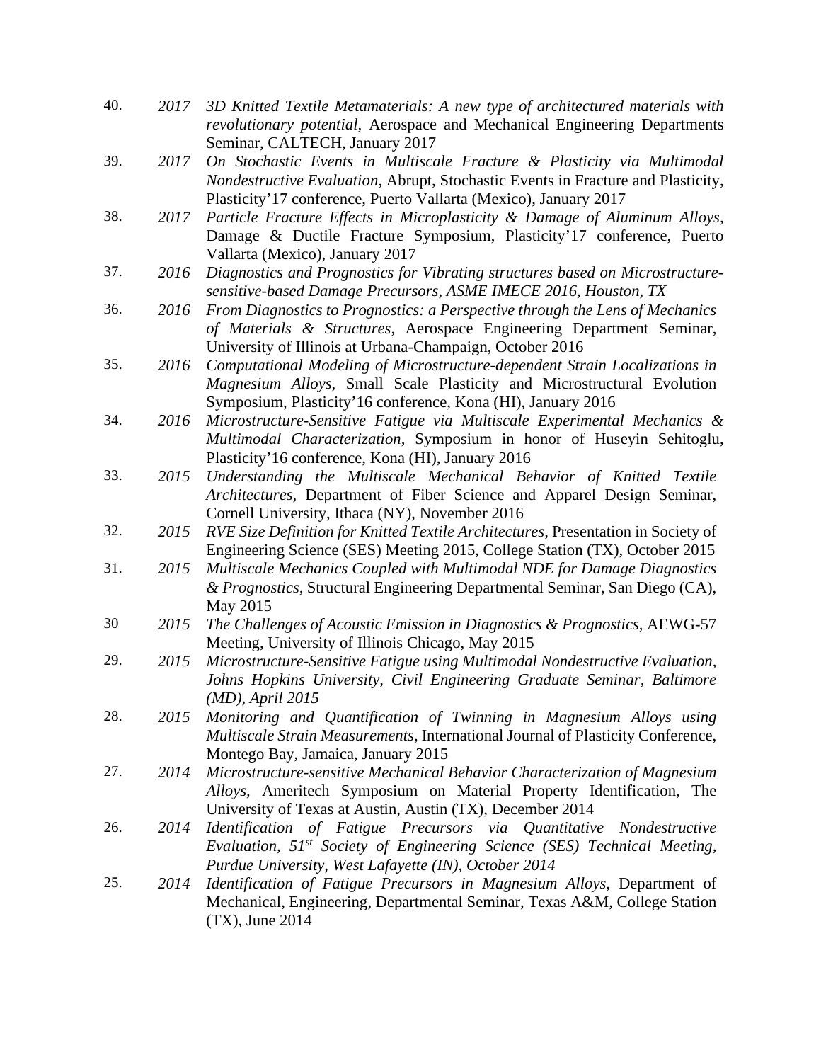40. *2017* *3D Knitted Textile Metamaterials: A new type of architectured materials with revolutionary potential*, Aerospace and Mechanical Engineering Departments Seminar, CALTECH, January 2017
39. *2017* *On Stochastic Events in Multiscale Fracture & Plasticity via Multimodal Nondestructive Evaluation*, Abrupt, Stochastic Events in Fracture and Plasticity, Plasticity'17 conference, Puerto Vallarta (Mexico), January 2017
38. *2017* *Particle Fracture Effects in Microplasticity & Damage of Aluminum Alloys*, Damage & Ductile Fracture Symposium, Plasticity'17 conference, Puerto Vallarta (Mexico), January 2017
37. *2016* *Diagnostics and Prognostics for Vibrating structures based on Microstructure-sensitive-based Damage Precursors, ASME IMECE 2016, Houston, TX*
36. *2016* *From Diagnostics to Prognostics: a Perspective through the Lens of Mechanics of Materials & Structures*, Aerospace Engineering Department Seminar, University of Illinois at Urbana-Champaign, October 2016
35. *2016* *Computational Modeling of Microstructure-dependent Strain Localizations in Magnesium Alloys*, Small Scale Plasticity and Microstructural Evolution Symposium, Plasticity'16 conference, Kona (HI), January 2016
34. *2016* *Microstructure-Sensitive Fatigue via Multiscale Experimental Mechanics & Multimodal Characterization*, Symposium in honor of Huseyin Sehitoglu, Plasticity'16 conference, Kona (HI), January 2016
33. *2015* *Understanding the Multiscale Mechanical Behavior of Knitted Textile Architectures*, Department of Fiber Science and Apparel Design Seminar, Cornell University, Ithaca (NY), November 2016
32. *2015* *RVE Size Definition for Knitted Textile Architectures*, Presentation in Society of Engineering Science (SES) Meeting 2015, College Station (TX), October 2015
31. *2015* *Multiscale Mechanics Coupled with Multimodal NDE for Damage Diagnostics & Prognostics*, Structural Engineering Departmental Seminar, San Diego (CA), May 2015
30 *2015* *The Challenges of Acoustic Emission in Diagnostics & Prognostics*, AEWG-57 Meeting, University of Illinois Chicago, May 2015
29. *2015* *Microstructure-Sensitive Fatigue using Multimodal Nondestructive Evaluation, Johns Hopkins University, Civil Engineering Graduate Seminar, Baltimore (MD), April 2015*
28. *2015* *Monitoring and Quantification of Twinning in Magnesium Alloys using Multiscale Strain Measurements*, International Journal of Plasticity Conference, Montego Bay, Jamaica, January 2015
27. *2014* *Microstructure-sensitive Mechanical Behavior Characterization of Magnesium Alloys*, Ameritech Symposium on Material Property Identification, The University of Texas at Austin, Austin (TX), December 2014
26. *2014* *Identification of Fatigue Precursors via Quantitative Nondestructive Evaluation, 51st Society of Engineering Science (SES) Technical Meeting, Purdue University, West Lafayette (IN), October 2014*
25. *2014* *Identification of Fatigue Precursors in Magnesium Alloys*, Department of Mechanical, Engineering, Departmental Seminar, Texas A&M, College Station (TX), June 2014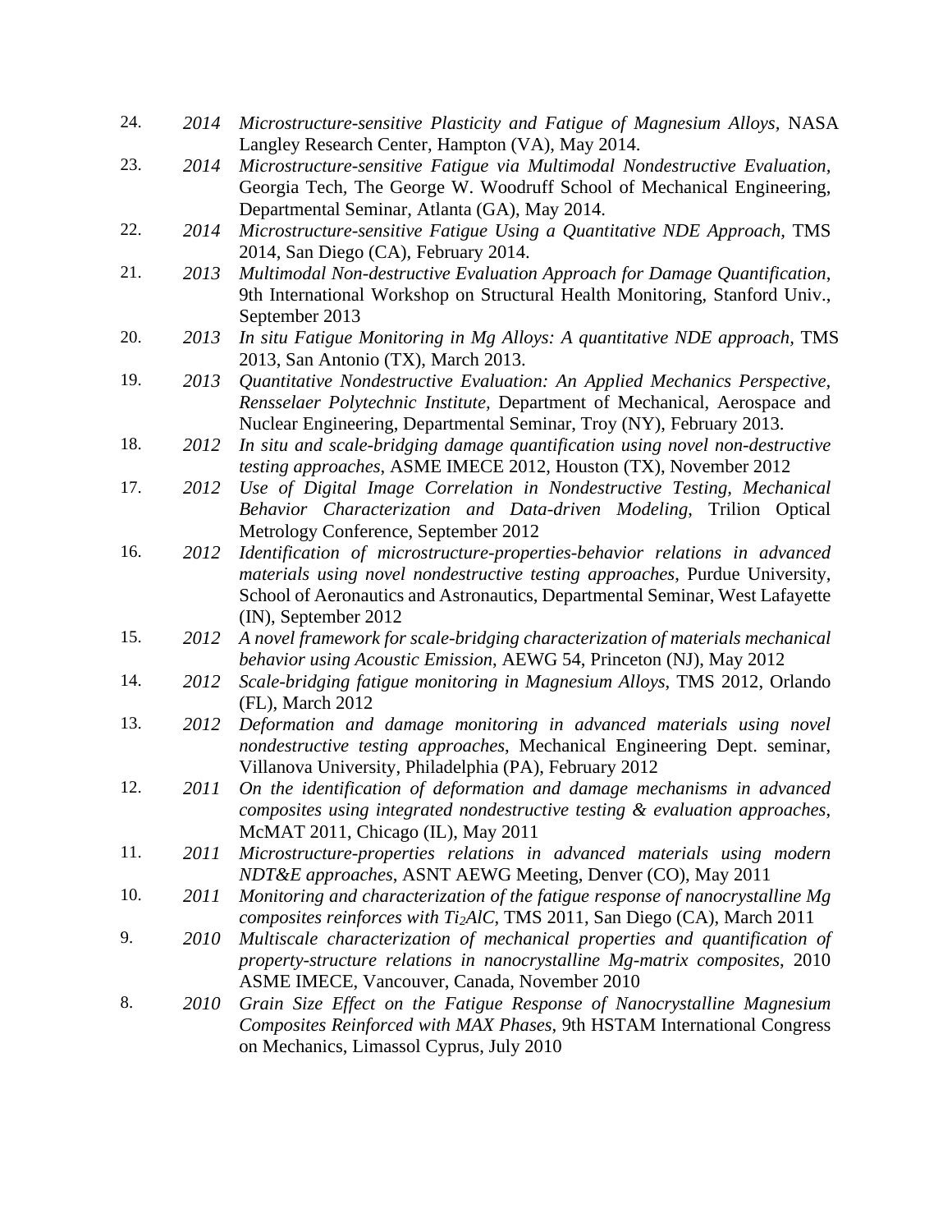24. *2014* *Microstructure-sensitive Plasticity and Fatigue of Magnesium Alloys*, NASA Langley Research Center, Hampton (VA), May 2014.
23. *2014* *Microstructure-sensitive Fatigue via Multimodal Nondestructive Evaluation*, Georgia Tech, The George W. Woodruff School of Mechanical Engineering, Departmental Seminar, Atlanta (GA), May 2014.
22. *2014* *Microstructure-sensitive Fatigue Using a Quantitative NDE Approach,* TMS 2014, San Diego (CA), February 2014.
21. *2013* *Multimodal Non-destructive Evaluation Approach for Damage Quantification*, 9th International Workshop on Structural Health Monitoring, Stanford Univ., September 2013
20. *2013* *In situ Fatigue Monitoring in Mg Alloys: A quantitative NDE approach*, TMS 2013, San Antonio (TX), March 2013.
19. *2013* *Quantitative Nondestructive Evaluation: An Applied Mechanics Perspective, Rensselaer Polytechnic Institute,* Department of Mechanical, Aerospace and Nuclear Engineering, Departmental Seminar, Troy (NY), February 2013.
18. *2012* *In situ and scale-bridging damage quantification using novel non-destructive testing approaches*, ASME IMECE 2012, Houston (TX), November 2012
17. *2012* *Use of Digital Image Correlation in Nondestructive Testing, Mechanical Behavior Characterization and Data-driven Modeling*, Trilion Optical Metrology Conference, September 2012
16. *2012* *Identification of microstructure-properties-behavior relations in advanced materials using novel nondestructive testing approaches*, Purdue University, School of Aeronautics and Astronautics, Departmental Seminar, West Lafayette (IN), September 2012
15. *2012* *A novel framework for scale-bridging characterization of materials mechanical behavior using Acoustic Emission*, AEWG 54, Princeton (NJ), May 2012
14. *2012* *Scale-bridging fatigue monitoring in Magnesium Alloys*, TMS 2012, Orlando (FL), March 2012
13. *2012* *Deformation and damage monitoring in advanced materials using novel nondestructive testing approaches*, Mechanical Engineering Dept. seminar, Villanova University, Philadelphia (PA), February 2012
12. *2011* *On the identification of deformation and damage mechanisms in advanced composites using integrated nondestructive testing & evaluation approaches*, McMAT 2011, Chicago (IL), May 2011
11. *2011* *Microstructure-properties relations in advanced materials using modern NDT&E approaches*, ASNT AEWG Meeting, Denver (CO), May 2011
10. *2011* *Monitoring and characterization of the fatigue response of nanocrystalline Mg composites reinforces with* $Ti_2AlC$, TMS 2011, San Diego (CA), March 2011
9. *2010* *Multiscale characterization of mechanical properties and quantification of property-structure relations in nanocrystalline Mg-matrix composites*, 2010 ASME IMECE, Vancouver, Canada, November 2010
8. *2010* *Grain Size Effect on the Fatigue Response of Nanocrystalline Magnesium Composites Reinforced with MAX Phases*, 9th HSTAM International Congress on Mechanics, Limassol Cyprus, July 2010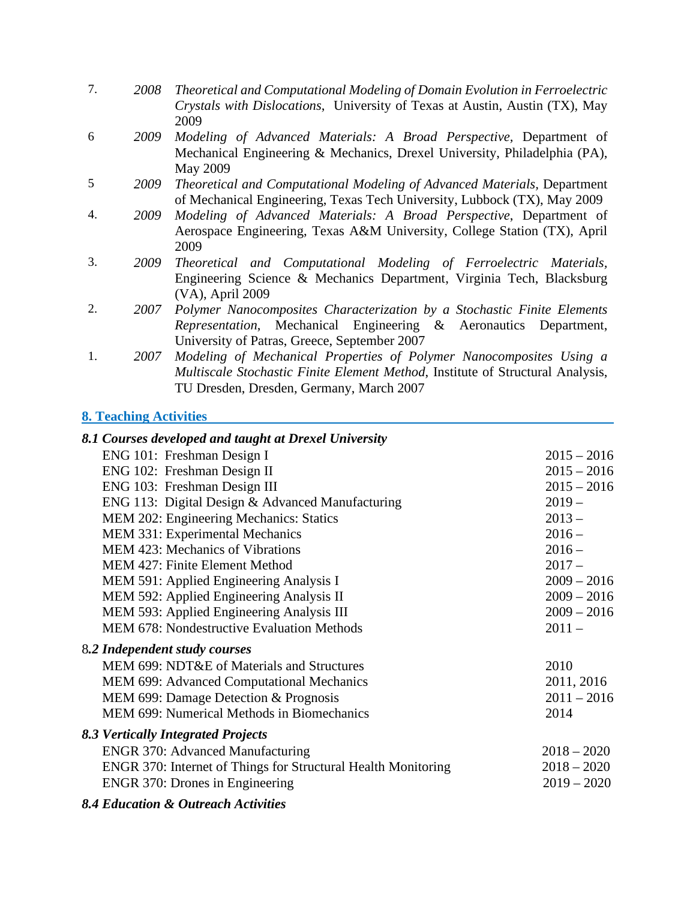7. *2008* *Theoretical and Computational Modeling of Domain Evolution in Ferroelectric Crystals with Dislocations*, University of Texas at Austin, Austin (TX), May 2009

6 *2009* *Modeling of Advanced Materials: A Broad Perspective*, Department of Mechanical Engineering & Mechanics, Drexel University, Philadelphia (PA), May 2009

5 *2009* *Theoretical and Computational Modeling of Advanced Materials*, Department of Mechanical Engineering, Texas Tech University, Lubbock (TX), May 2009

4. *2009* *Modeling of Advanced Materials: A Broad Perspective*, Department of Aerospace Engineering, Texas A&M University, College Station (TX), April 2009

3. *2009* *Theoretical and Computational Modeling of Ferroelectric Materials*, Engineering Science & Mechanics Department, Virginia Tech, Blacksburg (VA), April 2009

2. *2007* *Polymer Nanocomposites Characterization by a Stochastic Finite Elements Representation*, Mechanical Engineering & Aeronautics Department, University of Patras, Greece, September 2007

1. *2007* *Modeling of Mechanical Properties of Polymer Nanocomposites Using a Multiscale Stochastic Finite Element Method*, Institute of Structural Analysis, TU Dresden, Dresden, Germany, March 2007

## 8. Teaching Activities

### *8.1 Courses developed and taught at Drexel University*

| Course | Years |
|---|---|
| ENG 101: Freshman Design I | 2015 – 2016 |
| ENG 102: Freshman Design II | 2015 – 2016 |
| ENG 103: Freshman Design III | 2015 – 2016 |
| ENG 113: Digital Design & Advanced Manufacturing | 2019 – |
| MEM 202: Engineering Mechanics: Statics | 2013 – |
| MEM 331: Experimental Mechanics | 2016 – |
| MEM 423: Mechanics of Vibrations | 2016 – |
| MEM 427: Finite Element Method | 2017 – |
| MEM 591: Applied Engineering Analysis I | 2009 – 2016 |
| MEM 592: Applied Engineering Analysis II | 2009 – 2016 |
| MEM 593: Applied Engineering Analysis III | 2009 – 2016 |
| MEM 678: Nondestructive Evaluation Methods | 2011 – |

### 8*.2 Independent study courses*

| Course | Years |
|---|---|
| MEM 699: NDT&E of Materials and Structures | 2010 |
| MEM 699: Advanced Computational Mechanics | 2011, 2016 |
| MEM 699: Damage Detection & Prognosis | 2011 – 2016 |
| MEM 699: Numerical Methods in Biomechanics | 2014 |

### *8.3 Vertically Integrated Projects*

| Course | Years |
|---|---|
| ENGR 370: Advanced Manufacturing | 2018 – 2020 |
| ENGR 370: Internet of Things for Structural Health Monitoring | 2018 – 2020 |
| ENGR 370: Drones in Engineering | 2019 – 2020 |

### *8.4 Education & Outreach Activities*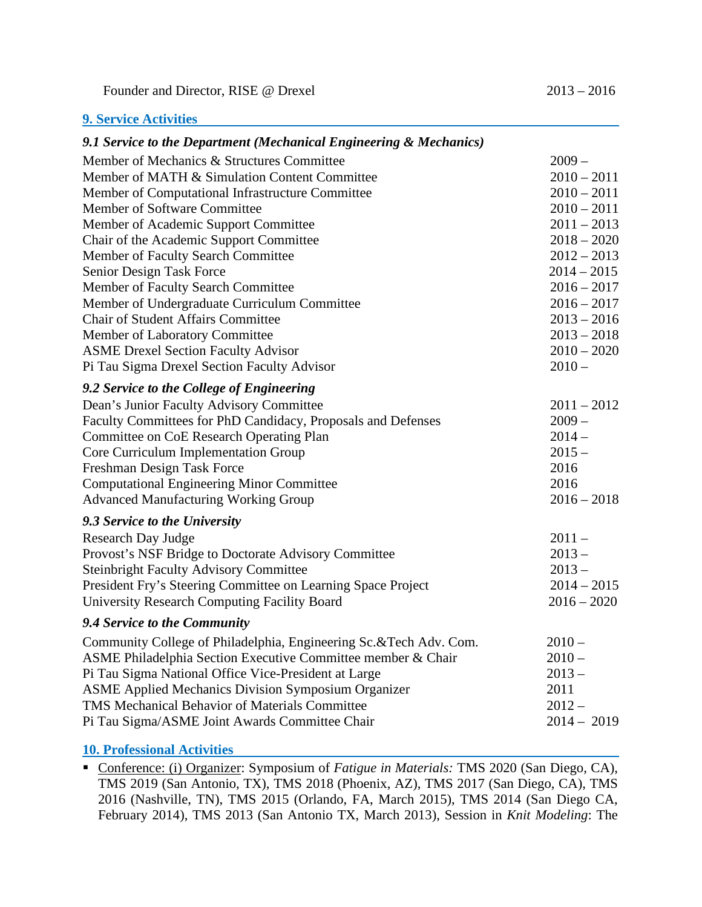| | |
|---|---|
| Founder and Director, RISE @ Drexel | 2013 – 2016 |

## 9. Service Activities

### *9.1 Service to the Department (Mechanical Engineering & Mechanics)*

| | |
|---|---|
| Member of Mechanics & Structures Committee | 2009 – |
| Member of MATH & Simulation Content Committee | 2010 – 2011 |
| Member of Computational Infrastructure Committee | 2010 – 2011 |
| Member of Software Committee | 2010 – 2011 |
| Member of Academic Support Committee | 2011 – 2013 |
| Chair of the Academic Support Committee | 2018 – 2020 |
| Member of Faculty Search Committee | 2012 – 2013 |
| Senior Design Task Force | 2014 – 2015 |
| Member of Faculty Search Committee | 2016 – 2017 |
| Member of Undergraduate Curriculum Committee | 2016 – 2017 |
| Chair of Student Affairs Committee | 2013 – 2016 |
| Member of Laboratory Committee | 2013 – 2018 |
| ASME Drexel Section Faculty Advisor | 2010 – 2020 |
| Pi Tau Sigma Drexel Section Faculty Advisor | 2010 – |

### *9.2 Service to the College of Engineering*

| | |
|---|---|
| Dean's Junior Faculty Advisory Committee | 2011 – 2012 |
| Faculty Committees for PhD Candidacy, Proposals and Defenses | 2009 – |
| Committee on CoE Research Operating Plan | 2014 – |
| Core Curriculum Implementation Group | 2015 – |
| Freshman Design Task Force | 2016 |
| Computational Engineering Minor Committee | 2016 |
| Advanced Manufacturing Working Group | 2016 – 2018 |

### *9.3 Service to the University*

| | |
|---|---|
| Research Day Judge | 2011 – |
| Provost's NSF Bridge to Doctorate Advisory Committee | 2013 – |
| Steinbright Faculty Advisory Committee | 2013 – |
| President Fry's Steering Committee on Learning Space Project | 2014 – 2015 |
| University Research Computing Facility Board | 2016 – 2020 |

### *9.4 Service to the Community*

| | |
|---|---|
| Community College of Philadelphia, Engineering Sc.&Tech Adv. Com. | 2010 – |
| ASME Philadelphia Section Executive Committee member & Chair | 2010 – |
| Pi Tau Sigma National Office Vice-President at Large | 2013 – |
| ASME Applied Mechanics Division Symposium Organizer | 2011 |
| TMS Mechanical Behavior of Materials Committee | 2012 – |
| Pi Tau Sigma/ASME Joint Awards Committee Chair | 2014 – 2019 |

## 10. Professional Activities

- Conference: (i) Organizer: Symposium of *Fatigue in Materials:* TMS 2020 (San Diego, CA), TMS 2019 (San Antonio, TX), TMS 2018 (Phoenix, AZ), TMS 2017 (San Diego, CA), TMS 2016 (Nashville, TN), TMS 2015 (Orlando, FA, March 2015), TMS 2014 (San Diego CA, February 2014), TMS 2013 (San Antonio TX, March 2013), Session in *Knit Modeling*: The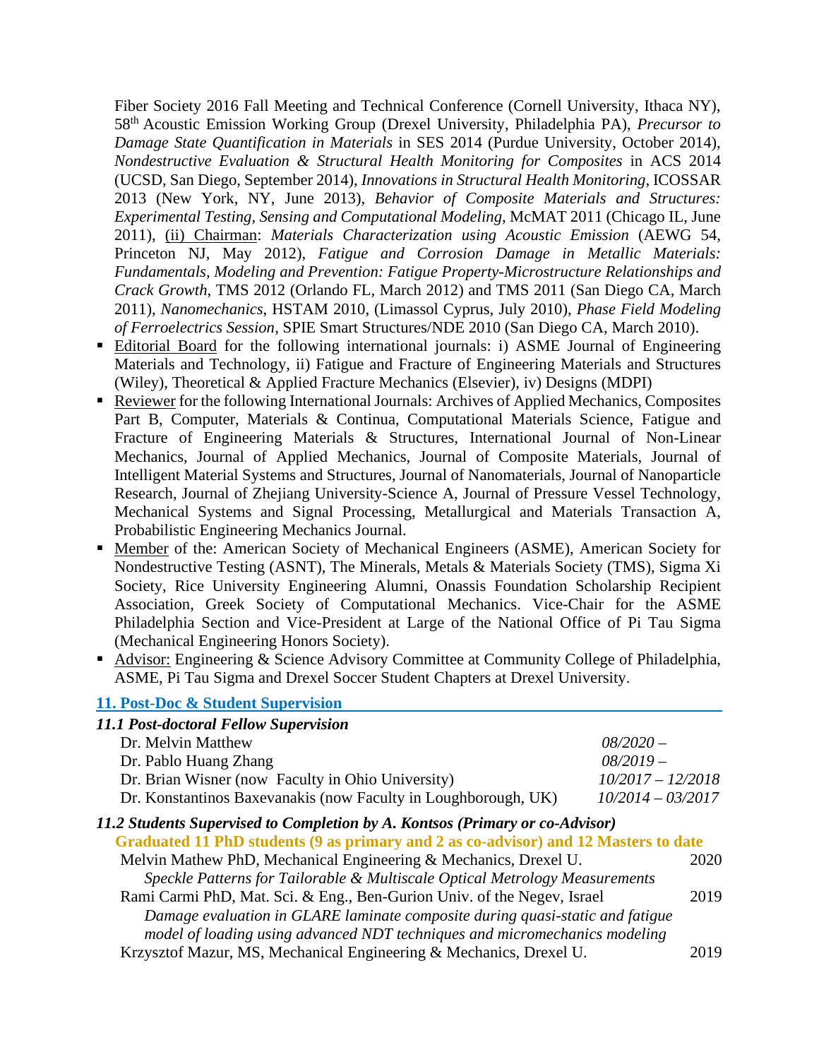Fiber Society 2016 Fall Meeting and Technical Conference (Cornell University, Ithaca NY), 58th Acoustic Emission Working Group (Drexel University, Philadelphia PA), *Precursor to Damage State Quantification in Materials* in SES 2014 (Purdue University, October 2014), *Nondestructive Evaluation & Structural Health Monitoring for Composites* in ACS 2014 (UCSD, San Diego, September 2014), *Innovations in Structural Health Monitoring*, ICOSSAR 2013 (New York, NY, June 2013), *Behavior of Composite Materials and Structures: Experimental Testing, Sensing and Computational Modeling*, McMAT 2011 (Chicago IL, June 2011), (ii) Chairman: *Materials Characterization using Acoustic Emission* (AEWG 54, Princeton NJ, May 2012), *Fatigue and Corrosion Damage in Metallic Materials: Fundamentals, Modeling and Prevention: Fatigue Property-Microstructure Relationships and Crack Growth*, TMS 2012 (Orlando FL, March 2012) and TMS 2011 (San Diego CA, March 2011), *Nanomechanics*, HSTAM 2010, (Limassol Cyprus, July 2010), *Phase Field Modeling of Ferroelectrics Session*, SPIE Smart Structures/NDE 2010 (San Diego CA, March 2010).

- Editorial Board for the following international journals: i) ASME Journal of Engineering Materials and Technology, ii) Fatigue and Fracture of Engineering Materials and Structures (Wiley), Theoretical & Applied Fracture Mechanics (Elsevier), iv) Designs (MDPI)
- Reviewer for the following International Journals: Archives of Applied Mechanics, Composites Part B, Computer, Materials & Continua, Computational Materials Science, Fatigue and Fracture of Engineering Materials & Structures, International Journal of Non-Linear Mechanics, Journal of Applied Mechanics, Journal of Composite Materials, Journal of Intelligent Material Systems and Structures, Journal of Nanomaterials, Journal of Nanoparticle Research, Journal of Zhejiang University-Science A, Journal of Pressure Vessel Technology, Mechanical Systems and Signal Processing, Metallurgical and Materials Transaction A, Probabilistic Engineering Mechanics Journal.
- Member of the: American Society of Mechanical Engineers (ASME), American Society for Nondestructive Testing (ASNT), The Minerals, Metals & Materials Society (TMS), Sigma Xi Society, Rice University Engineering Alumni, Onassis Foundation Scholarship Recipient Association, Greek Society of Computational Mechanics. Vice-Chair for the ASME Philadelphia Section and Vice-President at Large of the National Office of Pi Tau Sigma (Mechanical Engineering Honors Society).
- Advisor: Engineering & Science Advisory Committee at Community College of Philadelphia, ASME, Pi Tau Sigma and Drexel Soccer Student Chapters at Drexel University.

## 11. Post-Doc & Student Supervision

### *11.1 Post-doctoral Fellow Supervision*

| | |
|---|---|
| Dr. Melvin Matthew | *08/2020 –* |
| Dr. Pablo Huang Zhang | *08/2019 –* |
| Dr. Brian Wisner (now Faculty in Ohio University) | *10/2017 – 12/2018* |
| Dr. Konstantinos Baxevanakis (now Faculty in Loughborough, UK) | *10/2014 – 03/2017* |

### *11.2 Students Supervised to Completion by A. Kontsos (Primary or co-Advisor)*

**Graduated 11 PhD students (9 as primary and 2 as co-advisor) and 12 Masters to date**

Melvin Mathew PhD, Mechanical Engineering & Mechanics, Drexel U. — 2020
*Speckle Patterns for Tailorable & Multiscale Optical Metrology Measurements*

Rami Carmi PhD, Mat. Sci. & Eng., Ben-Gurion Univ. of the Negev, Israel — 2019
*Damage evaluation in GLARE laminate composite during quasi-static and fatigue model of loading using advanced NDT techniques and micromechanics modeling*

Krzysztof Mazur, MS, Mechanical Engineering & Mechanics, Drexel U. — 2019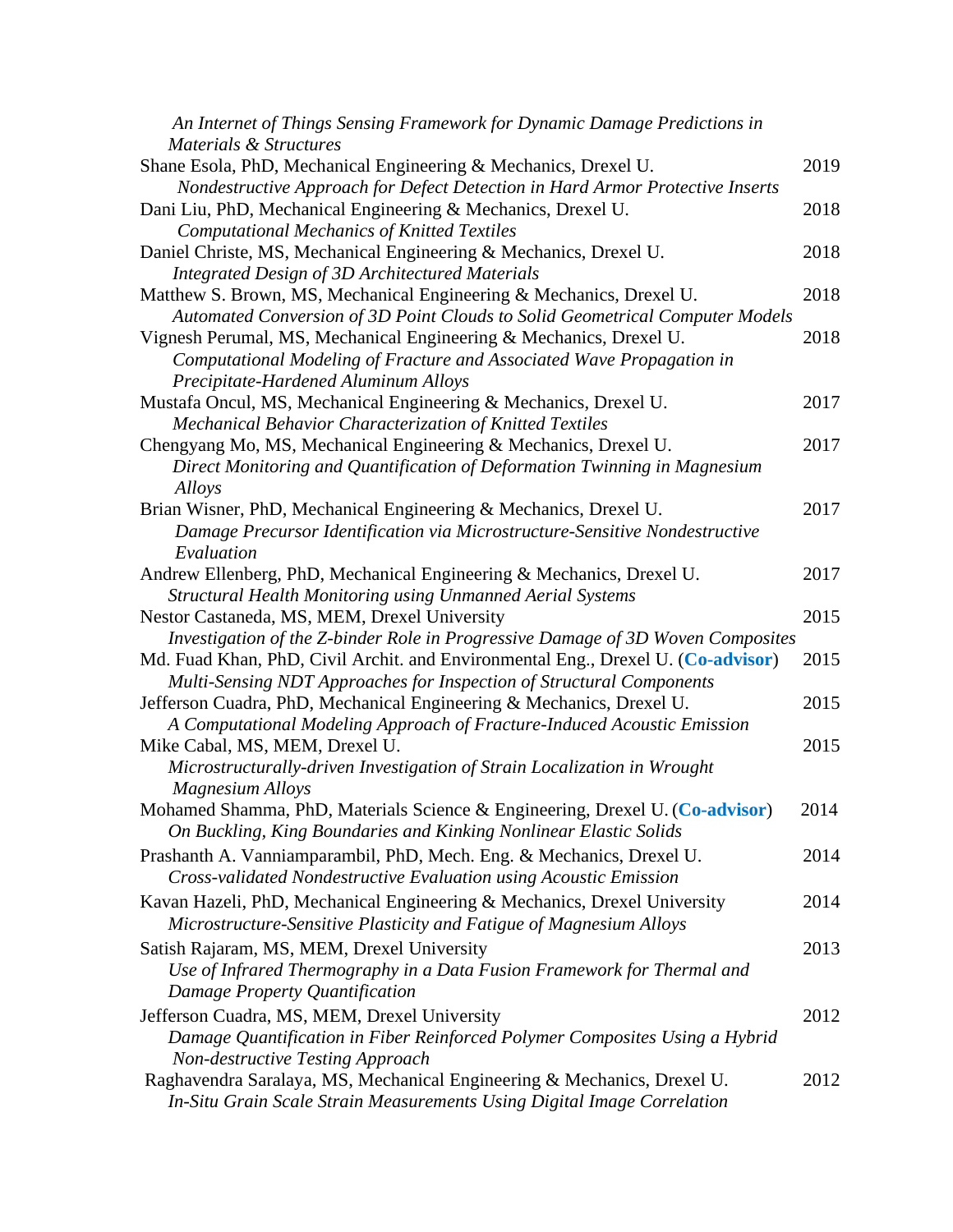*An Internet of Things Sensing Framework for Dynamic Damage Predictions in Materials & Structures*

Shane Esola, PhD, Mechanical Engineering & Mechanics, Drexel U. 2019
*Nondestructive Approach for Defect Detection in Hard Armor Protective Inserts*

Dani Liu, PhD, Mechanical Engineering & Mechanics, Drexel U. 2018
*Computational Mechanics of Knitted Textiles*

Daniel Christe, MS, Mechanical Engineering & Mechanics, Drexel U. 2018
*Integrated Design of 3D Architectured Materials*

Matthew S. Brown, MS, Mechanical Engineering & Mechanics, Drexel U. 2018
*Automated Conversion of 3D Point Clouds to Solid Geometrical Computer Models*

Vignesh Perumal, MS, Mechanical Engineering & Mechanics, Drexel U. 2018
*Computational Modeling of Fracture and Associated Wave Propagation in Precipitate-Hardened Aluminum Alloys*

Mustafa Oncul, MS, Mechanical Engineering & Mechanics, Drexel U. 2017
*Mechanical Behavior Characterization of Knitted Textiles*

Chengyang Mo, MS, Mechanical Engineering & Mechanics, Drexel U. 2017
*Direct Monitoring and Quantification of Deformation Twinning in Magnesium Alloys*

Brian Wisner, PhD, Mechanical Engineering & Mechanics, Drexel U. 2017
*Damage Precursor Identification via Microstructure-Sensitive Nondestructive Evaluation*

Andrew Ellenberg, PhD, Mechanical Engineering & Mechanics, Drexel U. 2017
*Structural Health Monitoring using Unmanned Aerial Systems*

Nestor Castaneda, MS, MEM, Drexel University 2015
*Investigation of the Z-binder Role in Progressive Damage of 3D Woven Composites*

Md. Fuad Khan, PhD, Civil Archit. and Environmental Eng., Drexel U. (**Co-advisor**) 2015
*Multi-Sensing NDT Approaches for Inspection of Structural Components*

Jefferson Cuadra, PhD, Mechanical Engineering & Mechanics, Drexel U. 2015
*A Computational Modeling Approach of Fracture-Induced Acoustic Emission*

Mike Cabal, MS, MEM, Drexel U. 2015
*Microstructurally-driven Investigation of Strain Localization in Wrought Magnesium Alloys*

Mohamed Shamma, PhD, Materials Science & Engineering, Drexel U. (**Co-advisor**) 2014
*On Buckling, King Boundaries and Kinking Nonlinear Elastic Solids*

Prashanth A. Vanniamparambil, PhD, Mech. Eng. & Mechanics, Drexel U. 2014
*Cross-validated Nondestructive Evaluation using Acoustic Emission*

Kavan Hazeli, PhD, Mechanical Engineering & Mechanics, Drexel University 2014
*Microstructure-Sensitive Plasticity and Fatigue of Magnesium Alloys*

Satish Rajaram, MS, MEM, Drexel University 2013
*Use of Infrared Thermography in a Data Fusion Framework for Thermal and Damage Property Quantification*

Jefferson Cuadra, MS, MEM, Drexel University 2012
*Damage Quantification in Fiber Reinforced Polymer Composites Using a Hybrid Non-destructive Testing Approach*

Raghavendra Saralaya, MS, Mechanical Engineering & Mechanics, Drexel U. 2012
*In-Situ Grain Scale Strain Measurements Using Digital Image Correlation*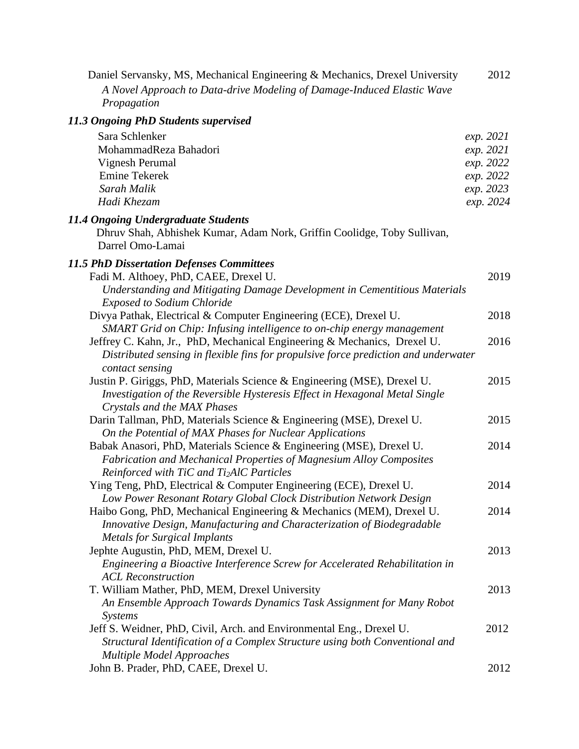Daniel Servansky, MS, Mechanical Engineering & Mechanics, Drexel University 2012
*A Novel Approach to Data-drive Modeling of Damage-Induced Elastic Wave Propagation*

### *11.3 Ongoing PhD Students supervised*

Sara Schlenker *exp. 2021*
MohammadReza Bahadori *exp. 2021*
Vignesh Perumal *exp. 2022*
Emine Tekerek *exp. 2022*
*Sarah Malik* *exp. 2023*
*Hadi Khezam* *exp. 2024*

### *11.4 Ongoing Undergraduate Students*

Dhruv Shah, Abhishek Kumar, Adam Nork, Griffin Coolidge, Toby Sullivan, Darrel Omo-Lamai

### *11.5 PhD Dissertation Defenses Committees*

Fadi M. Althoey, PhD, CAEE, Drexel U. 2019
*Understanding and Mitigating Damage Development in Cementitious Materials Exposed to Sodium Chloride*

Divya Pathak, Electrical & Computer Engineering (ECE), Drexel U. 2018
*SMART Grid on Chip: Infusing intelligence to on-chip energy management*

Jeffrey C. Kahn, Jr., PhD, Mechanical Engineering & Mechanics, Drexel U. 2016
*Distributed sensing in flexible fins for propulsive force prediction and underwater contact sensing*

Justin P. Giriggs, PhD, Materials Science & Engineering (MSE), Drexel U. 2015
*Investigation of the Reversible Hysteresis Effect in Hexagonal Metal Single Crystals and the MAX Phases*

Darin Tallman, PhD, Materials Science & Engineering (MSE), Drexel U. 2015
*On the Potential of MAX Phases for Nuclear Applications*

Babak Anasori, PhD, Materials Science & Engineering (MSE), Drexel U. 2014
*Fabrication and Mechanical Properties of Magnesium Alloy Composites Reinforced with TiC and $Ti_2AlC$ Particles*

Ying Teng, PhD, Electrical & Computer Engineering (ECE), Drexel U. 2014
*Low Power Resonant Rotary Global Clock Distribution Network Design*

Haibo Gong, PhD, Mechanical Engineering & Mechanics (MEM), Drexel U. 2014
*Innovative Design, Manufacturing and Characterization of Biodegradable Metals for Surgical Implants*

Jephte Augustin, PhD, MEM, Drexel U. 2013
*Engineering a Bioactive Interference Screw for Accelerated Rehabilitation in ACL Reconstruction*

T. William Mather, PhD, MEM, Drexel University 2013
*An Ensemble Approach Towards Dynamics Task Assignment for Many Robot Systems*

Jeff S. Weidner, PhD, Civil, Arch. and Environmental Eng., Drexel U. 2012
*Structural Identification of a Complex Structure using both Conventional and Multiple Model Approaches*

John B. Prader, PhD, CAEE, Drexel U. 2012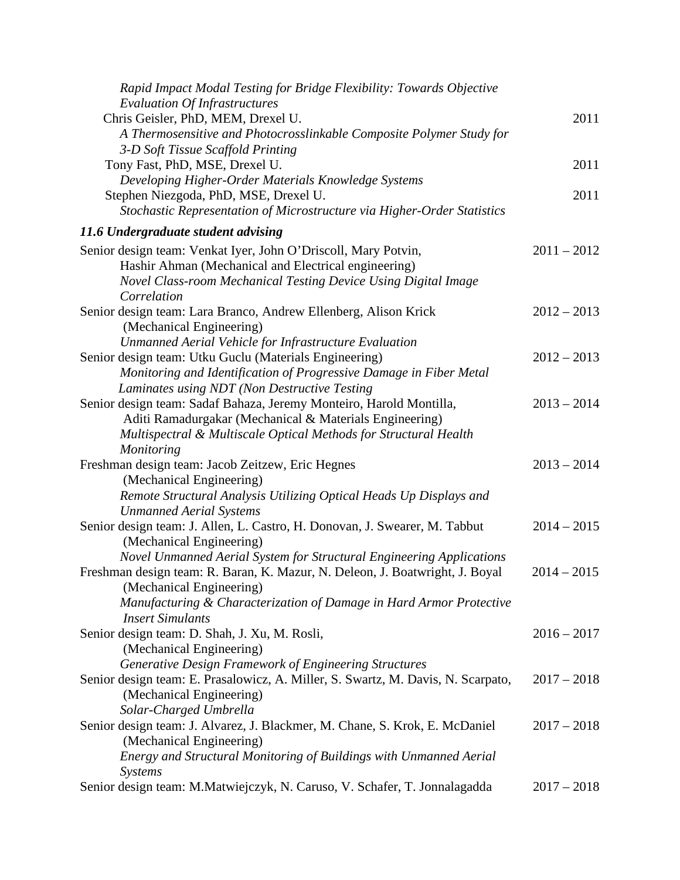*Rapid Impact Modal Testing for Bridge Flexibility: Towards Objective Evaluation Of Infrastructures*

Chris Geisler, PhD, MEM, Drexel U. 2011
*A Thermosensitive and Photocrosslinkable Composite Polymer Study for 3-D Soft Tissue Scaffold Printing*

Tony Fast, PhD, MSE, Drexel U. 2011
*Developing Higher-Order Materials Knowledge Systems*

Stephen Niezgoda, PhD, MSE, Drexel U. 2011
*Stochastic Representation of Microstructure via Higher-Order Statistics*

### *11.6 Undergraduate student advising*

Senior design team: Venkat Iyer, John O'Driscoll, Mary Potvin, Hashir Ahman (Mechanical and Electrical engineering) 2011 – 2012
*Novel Class-room Mechanical Testing Device Using Digital Image Correlation*

Senior design team: Lara Branco, Andrew Ellenberg, Alison Krick (Mechanical Engineering) 2012 – 2013
*Unmanned Aerial Vehicle for Infrastructure Evaluation*

Senior design team: Utku Guclu (Materials Engineering) 2012 – 2013
*Monitoring and Identification of Progressive Damage in Fiber Metal Laminates using NDT (Non Destructive Testing*

Senior design team: Sadaf Bahaza, Jeremy Monteiro, Harold Montilla, Aditi Ramadurgakar (Mechanical & Materials Engineering) 2013 – 2014
*Multispectral & Multiscale Optical Methods for Structural Health Monitoring*

Freshman design team: Jacob Zeitzew, Eric Hegnes (Mechanical Engineering) 2013 – 2014
*Remote Structural Analysis Utilizing Optical Heads Up Displays and Unmanned Aerial Systems*

Senior design team: J. Allen, L. Castro, H. Donovan, J. Swearer, M. Tabbut (Mechanical Engineering) 2014 – 2015
*Novel Unmanned Aerial System for Structural Engineering Applications*

Freshman design team: R. Baran, K. Mazur, N. Deleon, J. Boatwright, J. Boyal (Mechanical Engineering) 2014 – 2015
*Manufacturing & Characterization of Damage in Hard Armor Protective Insert Simulants*

Senior design team: D. Shah, J. Xu, M. Rosli, (Mechanical Engineering) 2016 – 2017
*Generative Design Framework of Engineering Structures*

Senior design team: E. Prasalowicz, A. Miller, S. Swartz, M. Davis, N. Scarpato, (Mechanical Engineering) 2017 – 2018
*Solar-Charged Umbrella*

Senior design team: J. Alvarez, J. Blackmer, M. Chane, S. Krok, E. McDaniel (Mechanical Engineering) 2017 – 2018
*Energy and Structural Monitoring of Buildings with Unmanned Aerial Systems*

Senior design team: M.Matwiejczyk, N. Caruso, V. Schafer, T. Jonnalagadda 2017 – 2018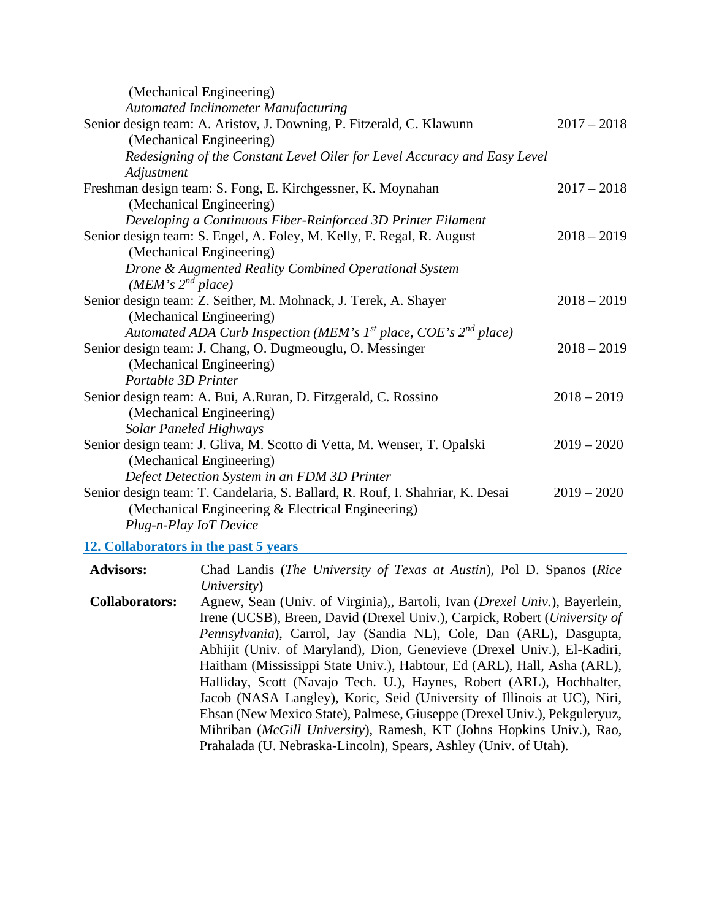(Mechanical Engineering)
*Automated Inclinometer Manufacturing*

Senior design team: A. Aristov, J. Downing, P. Fitzerald, C. Klawunn — 2017 – 2018
(Mechanical Engineering)
*Redesigning of the Constant Level Oiler for Level Accuracy and Easy Level Adjustment*

Freshman design team: S. Fong, E. Kirchgessner, K. Moynahan — 2017 – 2018
(Mechanical Engineering)
*Developing a Continuous Fiber-Reinforced 3D Printer Filament*

Senior design team: S. Engel, A. Foley, M. Kelly, F. Regal, R. August — 2018 – 2019
(Mechanical Engineering)
*Drone & Augmented Reality Combined Operational System (MEM's 2nd place)*

Senior design team: Z. Seither, M. Mohnack, J. Terek, A. Shayer — 2018 – 2019
(Mechanical Engineering)
*Automated ADA Curb Inspection (MEM's 1st place, COE's 2nd place)*

Senior design team: J. Chang, O. Dugmeouglu, O. Messinger — 2018 – 2019
(Mechanical Engineering)
*Portable 3D Printer*

Senior design team: A. Bui, A.Ruran, D. Fitzgerald, C. Rossino — 2018 – 2019
(Mechanical Engineering)
*Solar Paneled Highways*

Senior design team: J. Gliva, M. Scotto di Vetta, M. Wenser, T. Opalski — 2019 – 2020
(Mechanical Engineering)
*Defect Detection System in an FDM 3D Printer*

Senior design team: T. Candelaria, S. Ballard, R. Rouf, I. Shahriar, K. Desai — 2019 – 2020
(Mechanical Engineering & Electrical Engineering)
*Plug-n-Play IoT Device*

## 12. Collaborators in the past 5 years

**Advisors:** Chad Landis (*The University of Texas at Austin*), Pol D. Spanos (*Rice University*)

**Collaborators:** Agnew, Sean (Univ. of Virginia),, Bartoli, Ivan (*Drexel Univ.*), Bayerlein, Irene (UCSB), Breen, David (Drexel Univ.), Carpick, Robert (*University of Pennsylvania*), Carrol, Jay (Sandia NL), Cole, Dan (ARL), Dasgupta, Abhijit (Univ. of Maryland), Dion, Genevieve (Drexel Univ.), El-Kadiri, Haitham (Mississippi State Univ.), Habtour, Ed (ARL), Hall, Asha (ARL), Halliday, Scott (Navajo Tech. U.), Haynes, Robert (ARL), Hochhalter, Jacob (NASA Langley), Koric, Seid (University of Illinois at UC), Niri, Ehsan (New Mexico State), Palmese, Giuseppe (Drexel Univ.), Pekguleryuz, Mihriban (*McGill University*), Ramesh, KT (Johns Hopkins Univ.), Rao, Prahalada (U. Nebraska-Lincoln), Spears, Ashley (Univ. of Utah).